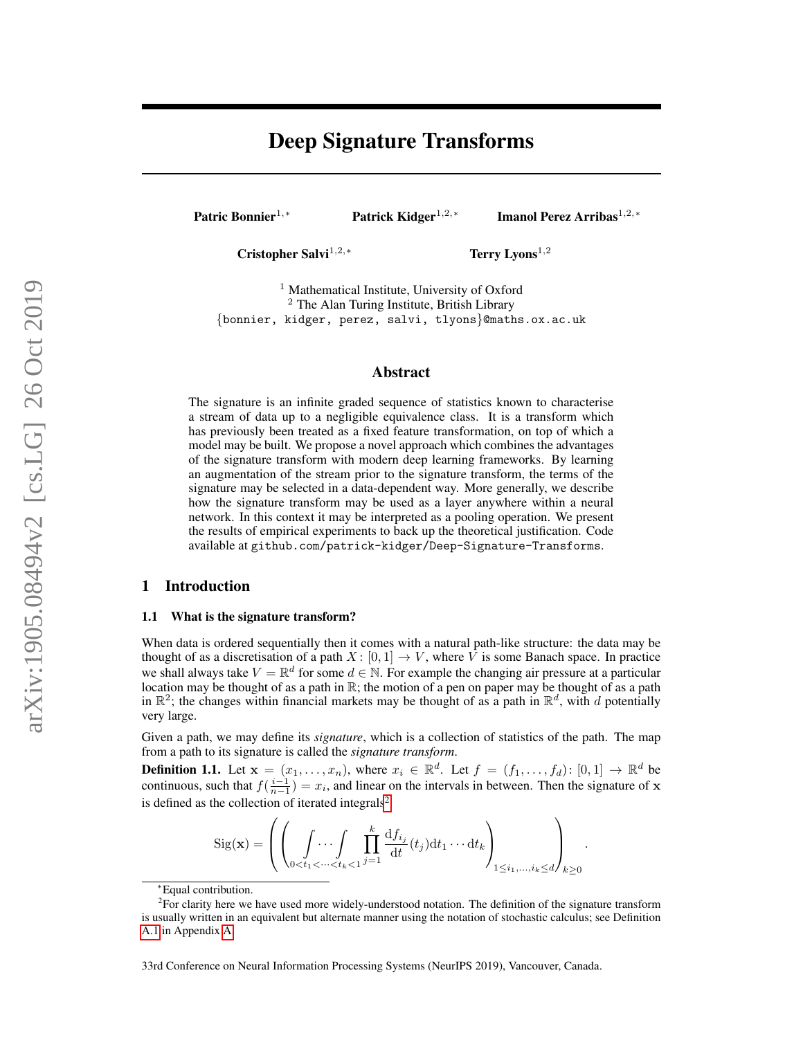# Deep Signature Transforms

**Patric Bonnier**[1,*] **Patrick Kidger**[1,2,*] **Imanol Perez Arribas**[1,2,*]

**Cristopher Salvi**[1,2,*] **Terry Lyons**[1,2]

[1] Mathematical Institute, University of Oxford
[2] The Alan Turing Institute, British Library
{bonnier, kidger, perez, salvi, tlyons}@maths.ox.ac.uk

## Abstract

The signature is an infinite graded sequence of statistics known to characterise a stream of data up to a negligible equivalence class. It is a transform which has previously been treated as a fixed feature transformation, on top of which a model may be built. We propose a novel approach which combines the advantages of the signature transform with modern deep learning frameworks. By learning an augmentation of the stream prior to the signature transform, the terms of the signature may be selected in a data-dependent way. More generally, we describe how the signature transform may be used as a layer anywhere within a neural network. In this context it may be interpreted as a pooling operation. We present the results of empirical experiments to back up the theoretical justification. Code available at `github.com/patrick-kidger/Deep-Signature-Transforms`.

## 1 Introduction

### 1.1 What is the signature transform?

When data is ordered sequentially then it comes with a natural path-like structure: the data may be thought of as a discretisation of a path $X : [0, 1] \to V$, where $V$ is some Banach space. In practice we shall always take $V = \mathbb{R}^d$ for some $d \in \mathbb{N}$. For example the changing air pressure at a particular location may be thought of as a path in $\mathbb{R}$; the motion of a pen on paper may be thought of as a path in $\mathbb{R}^2$; the changes within financial markets may be thought of as a path in $\mathbb{R}^d$, with $d$ potentially very large.

Given a path, we may define its *signature*, which is a collection of statistics of the path. The map from a path to its signature is called the *signature transform*.

**Definition 1.1.** Let $\mathbf{x} = (x_1, \ldots, x_n)$, where $x_i \in \mathbb{R}^d$. Let $f = (f_1, \ldots, f_d) : [0, 1] \to \mathbb{R}^d$ be continuous, such that $f(\frac{i-1}{n-1}) = x_i$, and linear on the intervals in between. Then the signature of $\mathbf{x}$ is defined as the collection of iterated integrals[2]

$$\mathrm{Sig}(\mathbf{x}) = \left( \left( \int \cdots \int_{0<t_1<\cdots<t_k<1} \prod_{j=1}^{k} \frac{\mathrm{d}f_{i_j}}{\mathrm{d}t}(t_j) \mathrm{d}t_1 \cdots \mathrm{d}t_k \right)_{1 \leq i_1, \ldots, i_k \leq d} \right)_{k \geq 0}.$$

---

*Equal contribution.

[2] For clarity here we have used more widely-understood notation. The definition of the signature transform is usually written in an equivalent but alternate manner using the notation of stochastic calculus; see Definition A.1 in Appendix A.

33rd Conference on Neural Information Processing Systems (NeurIPS 2019), Vancouver, Canada.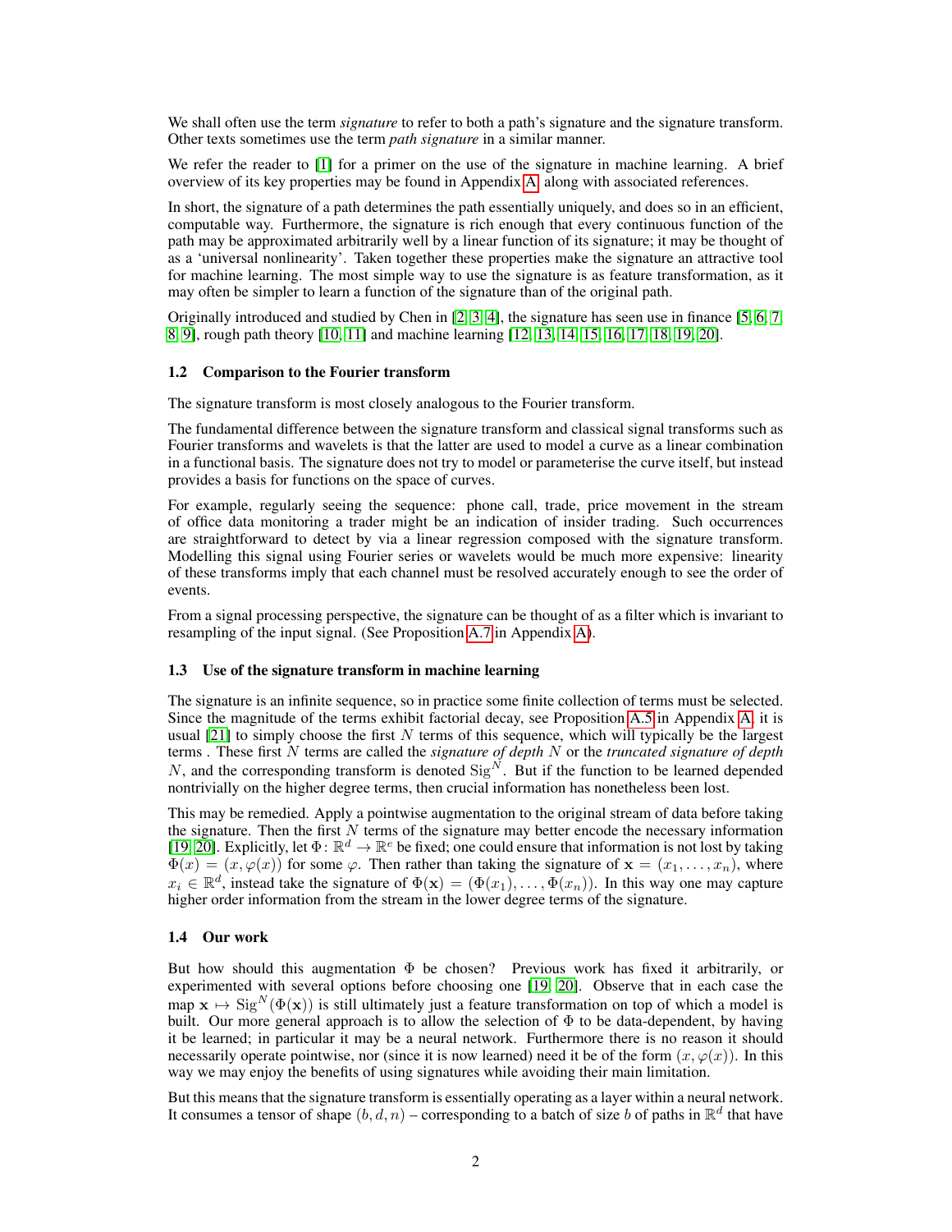We shall often use the term *signature* to refer to both a path's signature and the signature transform. Other texts sometimes use the term *path signature* in a similar manner.

We refer the reader to [1] for a primer on the use of the signature in machine learning. A brief overview of its key properties may be found in Appendix A, along with associated references.

In short, the signature of a path determines the path essentially uniquely, and does so in an efficient, computable way. Furthermore, the signature is rich enough that every continuous function of the path may be approximated arbitrarily well by a linear function of its signature; it may be thought of as a 'universal nonlinearity'. Taken together these properties make the signature an attractive tool for machine learning. The most simple way to use the signature is as feature transformation, as it may often be simpler to learn a function of the signature than of the original path.

Originally introduced and studied by Chen in [2, 3, 4], the signature has seen use in finance [5, 6, 7, 8, 9], rough path theory [10, 11] and machine learning [12, 13, 14, 15, 16, 17, 18, 19, 20].

### 1.2 Comparison to the Fourier transform

The signature transform is most closely analogous to the Fourier transform.

The fundamental difference between the signature transform and classical signal transforms such as Fourier transforms and wavelets is that the latter are used to model a curve as a linear combination in a functional basis. The signature does not try to model or parameterise the curve itself, but instead provides a basis for functions on the space of curves.

For example, regularly seeing the sequence: phone call, trade, price movement in the stream of office data monitoring a trader might be an indication of insider trading. Such occurrences are straightforward to detect by via a linear regression composed with the signature transform. Modelling this signal using Fourier series or wavelets would be much more expensive: linearity of these transforms imply that each channel must be resolved accurately enough to see the order of events.

From a signal processing perspective, the signature can be thought of as a filter which is invariant to resampling of the input signal. (See Proposition A.7 in Appendix A).

### 1.3 Use of the signature transform in machine learning

The signature is an infinite sequence, so in practice some finite collection of terms must be selected. Since the magnitude of the terms exhibit factorial decay, see Proposition A.5 in Appendix A, it is usual [21] to simply choose the first $N$ terms of this sequence, which will typically be the largest terms . These first $N$ terms are called the *signature of depth $N$* or the *truncated signature of depth $N$*, and the corresponding transform is denoted $\mathrm{Sig}^N$. But if the function to be learned depended nontrivially on the higher degree terms, then crucial information has nonetheless been lost.

This may be remedied. Apply a pointwise augmentation to the original stream of data before taking the signature. Then the first $N$ terms of the signature may better encode the necessary information [19, 20]. Explicitly, let $\Phi \colon \mathbb{R}^d \to \mathbb{R}^e$ be fixed; one could ensure that information is not lost by taking $\Phi(x) = (x, \varphi(x))$ for some $\varphi$. Then rather than taking the signature of $\mathbf{x} = (x_1, \ldots, x_n)$, where $x_i \in \mathbb{R}^d$, instead take the signature of $\Phi(\mathbf{x}) = (\Phi(x_1), \ldots, \Phi(x_n))$. In this way one may capture higher order information from the stream in the lower degree terms of the signature.

### 1.4 Our work

But how should this augmentation $\Phi$ be chosen? Previous work has fixed it arbitrarily, or experimented with several options before choosing one [19, 20]. Observe that in each case the map $\mathbf{x} \mapsto \mathrm{Sig}^N(\Phi(\mathbf{x}))$ is still ultimately just a feature transformation on top of which a model is built. Our more general approach is to allow the selection of $\Phi$ to be data-dependent, by having it be learned; in particular it may be a neural network. Furthermore there is no reason it should necessarily operate pointwise, nor (since it is now learned) need it be of the form $(x, \varphi(x))$. In this way we may enjoy the benefits of using signatures while avoiding their main limitation.

But this means that the signature transform is essentially operating as a layer within a neural network. It consumes a tensor of shape $(b, d, n)$ – corresponding to a batch of size $b$ of paths in $\mathbb{R}^d$ that have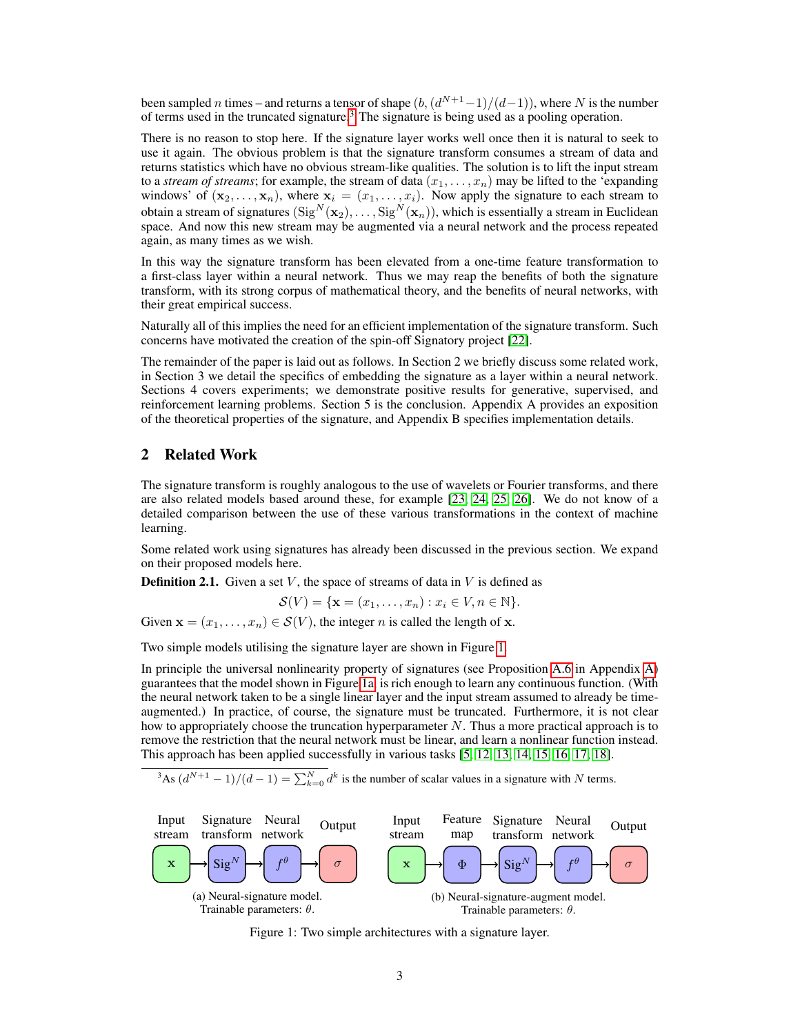been sampled $n$ times – and returns a tensor of shape $(b, (d^{N+1}-1)/(d-1))$, where $N$ is the number of terms used in the truncated signature.[3] The signature is being used as a pooling operation.

There is no reason to stop here. If the signature layer works well once then it is natural to seek to use it again. The obvious problem is that the signature transform consumes a stream of data and returns statistics which have no obvious stream-like qualities. The solution is to lift the input stream to a *stream of streams*; for example, the stream of data $(x_1, \ldots, x_n)$ may be lifted to the 'expanding windows' of $(\mathbf{x}_2, \ldots, \mathbf{x}_n)$, where $\mathbf{x}_i = (x_1, \ldots, x_i)$. Now apply the signature to each stream to obtain a stream of signatures $(\mathrm{Sig}^N(\mathbf{x}_2), \ldots, \mathrm{Sig}^N(\mathbf{x}_n))$, which is essentially a stream in Euclidean space. And now this new stream may be augmented via a neural network and the process repeated again, as many times as we wish.

In this way the signature transform has been elevated from a one-time feature transformation to a first-class layer within a neural network. Thus we may reap the benefits of both the signature transform, with its strong corpus of mathematical theory, and the benefits of neural networks, with their great empirical success.

Naturally all of this implies the need for an efficient implementation of the signature transform. Such concerns have motivated the creation of the spin-off Signatory project [22].

The remainder of the paper is laid out as follows. In Section 2 we briefly discuss some related work, in Section 3 we detail the specifics of embedding the signature as a layer within a neural network. Sections 4 covers experiments; we demonstrate positive results for generative, supervised, and reinforcement learning problems. Section 5 is the conclusion. Appendix A provides an exposition of the theoretical properties of the signature, and Appendix B specifies implementation details.

## 2 Related Work

The signature transform is roughly analogous to the use of wavelets or Fourier transforms, and there are also related models based around these, for example [23, 24, 25, 26]. We do not know of a detailed comparison between the use of these various transformations in the context of machine learning.

Some related work using signatures has already been discussed in the previous section. We expand on their proposed models here.

**Definition 2.1.** Given a set $V$, the space of streams of data in $V$ is defined as

$$\mathcal{S}(V) = \{\mathbf{x} = (x_1, \ldots, x_n) : x_i \in V, n \in \mathbb{N}\}.$$

Given $\mathbf{x} = (x_1, \ldots, x_n) \in \mathcal{S}(V)$, the integer $n$ is called the length of $\mathbf{x}$.

Two simple models utilising the signature layer are shown in Figure 1.

In principle the universal nonlinearity property of signatures (see Proposition A.6 in Appendix A) guarantees that the model shown in Figure 1a is rich enough to learn any continuous function. (With the neural network taken to be a single linear layer and the input stream assumed to already be time-augmented.) In practice, of course, the signature must be truncated. Furthermore, it is not clear how to appropriately choose the truncation hyperparameter $N$. Thus a more practical approach is to remove the restriction that the neural network must be linear, and learn a nonlinear function instead. This approach has been applied successfully in various tasks [5, 12, 13, 14, 15, 16, 17, 18].

[3] As $(d^{N+1}-1)/(d-1) = \sum_{k=0}^{N} d^k$ is the number of scalar values in a signature with $N$ terms.

Input stream $\mathbf{x}$ → Signature transform $\mathrm{Sig}^N$ → Neural network $f^\theta$ → Output $\sigma$

(a) Neural-signature model. Trainable parameters: $\theta$.

Input stream $\mathbf{x}$ → Feature map $\Phi$ → Signature transform $\mathrm{Sig}^N$ → Neural network $f^\theta$ → Output $\sigma$

(b) Neural-signature-augment model. Trainable parameters: $\theta$.

Figure 1: Two simple architectures with a signature layer.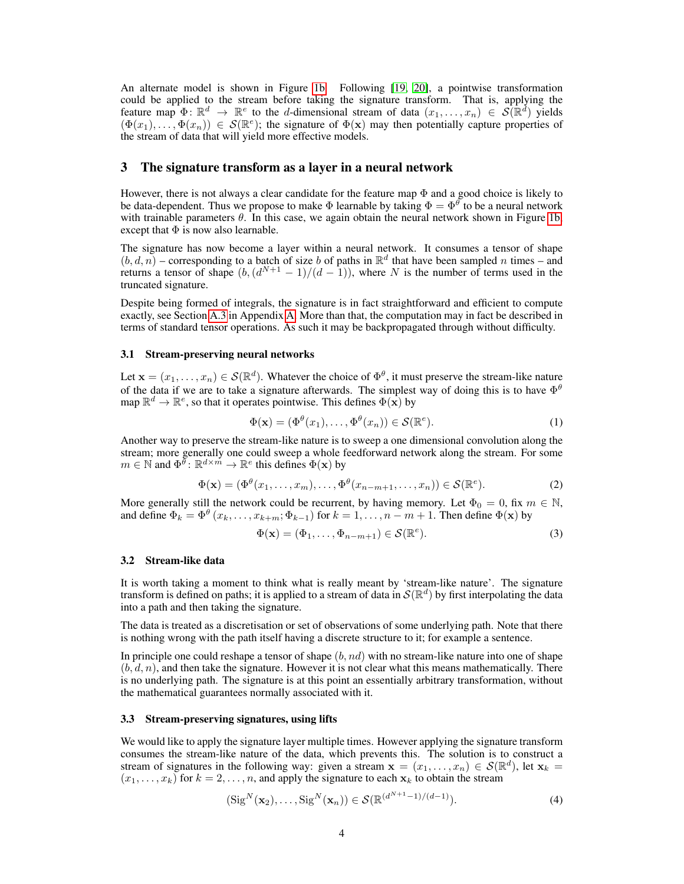An alternate model is shown in Figure 1b. Following [19, 20], a pointwise transformation could be applied to the stream before taking the signature transform. That is, applying the feature map $\Phi \colon \mathbb{R}^d \to \mathbb{R}^e$ to the $d$-dimensional stream of data $(x_1, \ldots, x_n) \in \mathcal{S}(\mathbb{R}^d)$ yields $(\Phi(x_1), \ldots, \Phi(x_n)) \in \mathcal{S}(\mathbb{R}^e)$; the signature of $\Phi(\mathbf{x})$ may then potentially capture properties of the stream of data that will yield more effective models.

## 3 The signature transform as a layer in a neural network

However, there is not always a clear candidate for the feature map $\Phi$ and a good choice is likely to be data-dependent. Thus we propose to make $\Phi$ learnable by taking $\Phi = \Phi^\theta$ to be a neural network with trainable parameters $\theta$. In this case, we again obtain the neural network shown in Figure 1b, except that $\Phi$ is now also learnable.

The signature has now become a layer within a neural network. It consumes a tensor of shape $(b, d, n)$ – corresponding to a batch of size $b$ of paths in $\mathbb{R}^d$ that have been sampled $n$ times – and returns a tensor of shape $(b, (d^{N+1} - 1)/(d - 1))$, where $N$ is the number of terms used in the truncated signature.

Despite being formed of integrals, the signature is in fact straightforward and efficient to compute exactly, see Section A.3 in Appendix A. More than that, the computation may in fact be described in terms of standard tensor operations. As such it may be backpropagated through without difficulty.

### 3.1 Stream-preserving neural networks

Let $\mathbf{x} = (x_1, \ldots, x_n) \in \mathcal{S}(\mathbb{R}^d)$. Whatever the choice of $\Phi^\theta$, it must preserve the stream-like nature of the data if we are to take a signature afterwards. The simplest way of doing this is to have $\Phi^\theta$ map $\mathbb{R}^d \to \mathbb{R}^e$, so that it operates pointwise. This defines $\Phi(\mathbf{x})$ by

$$\Phi(\mathbf{x}) = (\Phi^\theta(x_1), \ldots, \Phi^\theta(x_n)) \in \mathcal{S}(\mathbb{R}^e). \tag{1}$$

Another way to preserve the stream-like nature is to sweep a one dimensional convolution along the stream; more generally one could sweep a whole feedforward network along the stream. For some $m \in \mathbb{N}$ and $\Phi^\theta \colon \mathbb{R}^{d \times m} \to \mathbb{R}^e$ this defines $\Phi(\mathbf{x})$ by

$$\Phi(\mathbf{x}) = (\Phi^\theta(x_1, \ldots, x_m), \ldots, \Phi^\theta(x_{n-m+1}, \ldots, x_n)) \in \mathcal{S}(\mathbb{R}^e). \tag{2}$$

More generally still the network could be recurrent, by having memory. Let $\Phi_0 = 0$, fix $m \in \mathbb{N}$, and define $\Phi_k = \Phi^\theta\left(x_k, \ldots, x_{k+m}; \Phi_{k-1}\right)$ for $k = 1, \ldots, n - m + 1$. Then define $\Phi(\mathbf{x})$ by

$$\Phi(\mathbf{x}) = (\Phi_1, \ldots, \Phi_{n-m+1}) \in \mathcal{S}(\mathbb{R}^e). \tag{3}$$

### 3.2 Stream-like data

It is worth taking a moment to think what is really meant by 'stream-like nature'. The signature transform is defined on paths; it is applied to a stream of data in $\mathcal{S}(\mathbb{R}^d)$ by first interpolating the data into a path and then taking the signature.

The data is treated as a discretisation or set of observations of some underlying path. Note that there is nothing wrong with the path itself having a discrete structure to it; for example a sentence.

In principle one could reshape a tensor of shape $(b, nd)$ with no stream-like nature into one of shape $(b, d, n)$, and then take the signature. However it is not clear what this means mathematically. There is no underlying path. The signature is at this point an essentially arbitrary transformation, without the mathematical guarantees normally associated with it.

### 3.3 Stream-preserving signatures, using lifts

We would like to apply the signature layer multiple times. However applying the signature transform consumes the stream-like nature of the data, which prevents this. The solution is to construct a stream of signatures in the following way: given a stream $\mathbf{x} = (x_1, \ldots, x_n) \in \mathcal{S}(\mathbb{R}^d)$, let $\mathbf{x}_k = (x_1, \ldots, x_k)$ for $k = 2, \ldots, n$, and apply the signature to each $\mathbf{x}_k$ to obtain the stream

$$(\mathrm{Sig}^N(\mathbf{x}_2), \ldots, \mathrm{Sig}^N(\mathbf{x}_n)) \in \mathcal{S}(\mathbb{R}^{(d^{N+1}-1)/(d-1)}). \tag{4}$$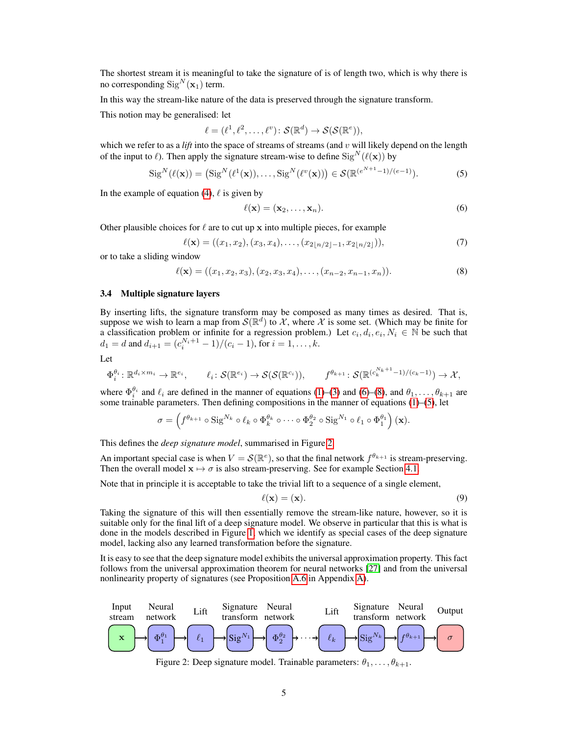The shortest stream it is meaningful to take the signature of is of length two, which is why there is no corresponding $\mathrm{Sig}^N(\mathbf{x}_1)$ term.

In this way the stream-like nature of the data is preserved through the signature transform.

This notion may be generalised: let

$$\ell = (\ell^1, \ell^2, \ldots, \ell^v) \colon \mathcal{S}(\mathbb{R}^d) \to \mathcal{S}(\mathcal{S}(\mathbb{R}^e)),$$

which we refer to as a *lift* into the space of streams of streams (and $v$ will likely depend on the length of the input to $\ell$). Then apply the signature stream-wise to define $\mathrm{Sig}^N(\ell(\mathbf{x}))$ by

$$\mathrm{Sig}^N(\ell(\mathbf{x})) = \left(\mathrm{Sig}^N(\ell^1(\mathbf{x})), \ldots, \mathrm{Sig}^N(\ell^v(\mathbf{x}))\right) \in \mathcal{S}(\mathbb{R}^{(e^{N+1}-1)/(e-1)}). \tag{5}$$

In the example of equation (4), $\ell$ is given by

$$\ell(\mathbf{x}) = (\mathbf{x}_2, \ldots, \mathbf{x}_n). \tag{6}$$

Other plausible choices for $\ell$ are to cut up $\mathbf{x}$ into multiple pieces, for example

$$\ell(\mathbf{x}) = ((x_1, x_2), (x_3, x_4), \ldots, (x_{2\lfloor n/2 \rfloor - 1}, x_{2\lfloor n/2 \rfloor})), \tag{7}$$

or to take a sliding window

$$\ell(\mathbf{x}) = ((x_1, x_2, x_3), (x_2, x_3, x_4), \ldots, (x_{n-2}, x_{n-1}, x_n)). \tag{8}$$

### 3.4 Multiple signature layers

By inserting lifts, the signature transform may be composed as many times as desired. That is, suppose we wish to learn a map from $\mathcal{S}(\mathbb{R}^d)$ to $\mathcal{X}$, where $\mathcal{X}$ is some set. (Which may be finite for a classification problem or infinite for a regression problem.) Let $c_i, d_i, e_i, N_i \in \mathbb{N}$ be such that $d_1 = d$ and $d_{i+1} = (c_i^{N_i+1} - 1)/(c_i - 1)$, for $i = 1, \ldots, k$.

Let

$$\Phi_i^{\theta_i} \colon \mathbb{R}^{d_i \times m_i} \to \mathbb{R}^{e_i}, \qquad \ell_i \colon \mathcal{S}(\mathbb{R}^{e_i}) \to \mathcal{S}(\mathcal{S}(\mathbb{R}^{c_i})), \qquad f^{\theta_{k+1}} \colon \mathcal{S}(\mathbb{R}^{(c_k^{N_k+1}-1)/(c_k-1)}) \to \mathcal{X},$$

where $\Phi_i^{\theta_i}$ and $\ell_i$ are defined in the manner of equations (1)–(3) and (6)–(8), and $\theta_1, \ldots, \theta_{k+1}$ are some trainable parameters. Then defining compositions in the manner of equations (1)–(5), let

$$\sigma = \left(f^{\theta_{k+1}} \circ \mathrm{Sig}^{N_k} \circ \ell_k \circ \Phi_k^{\theta_k} \circ \cdots \circ \Phi_2^{\theta_2} \circ \mathrm{Sig}^{N_1} \circ \ell_1 \circ \Phi_1^{\theta_1}\right)(\mathbf{x}).$$

This defines the *deep signature model*, summarised in Figure 2.

An important special case is when $V = \mathcal{S}(\mathbb{R}^e)$, so that the final network $f^{\theta_{k+1}}$ is stream-preserving. Then the overall model $\mathbf{x} \mapsto \sigma$ is also stream-preserving. See for example Section 4.1.

Note that in principle it is acceptable to take the trivial lift to a sequence of a single element,

$$\ell(\mathbf{x}) = (\mathbf{x}). \tag{9}$$

Taking the signature of this will then essentially remove the stream-like nature, however, so it is suitable only for the final lift of a deep signature model. We observe in particular that this is what is done in the models described in Figure 1, which we identify as special cases of the deep signature model, lacking also any learned transformation before the signature.

It is easy to see that the deep signature model exhibits the universal approximation property. This fact follows from the universal approximation theorem for neural networks [27] and from the universal nonlinearity property of signatures (see Proposition A.6 in Appendix A).

| Input stream | Neural network | Lift | Signature transform | Neural network | | Lift | Signature transform | Neural network | Output |
|---|---|---|---|---|---|---|---|---|---|
| $\mathbf{x}$ → | $\Phi_1^{\theta_1}$ → | $\ell_1$ → | $\mathrm{Sig}^{N_1}$ → | $\Phi_2^{\theta_2}$ → | $\cdots$ → | $\ell_k$ → | $\mathrm{Sig}^{N_k}$ → | $f^{\theta_{k+1}}$ → | $\sigma$ |

Figure 2: Deep signature model. Trainable parameters: $\theta_1, \ldots, \theta_{k+1}$.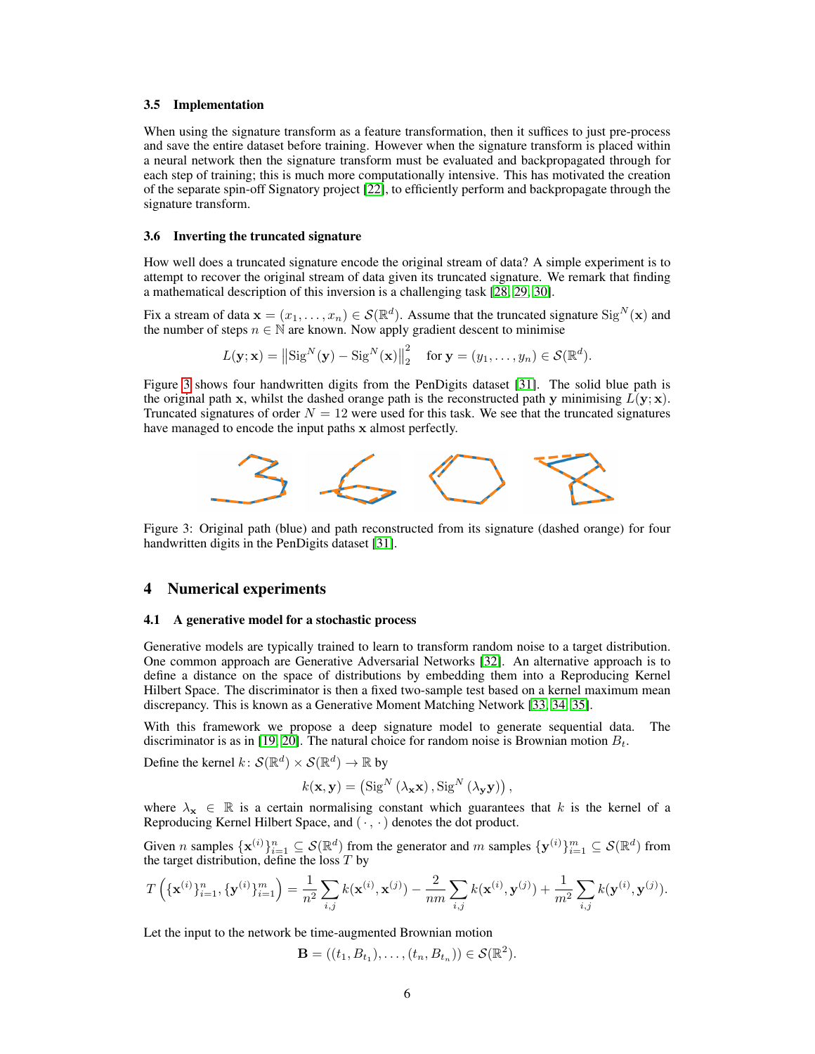### 3.5 Implementation

When using the signature transform as a feature transformation, then it suffices to just pre-process and save the entire dataset before training. However when the signature transform is placed within a neural network then the signature transform must be evaluated and backpropagated through for each step of training; this is much more computationally intensive. This has motivated the creation of the separate spin-off Signatory project [22], to efficiently perform and backpropagate through the signature transform.

### 3.6 Inverting the truncated signature

How well does a truncated signature encode the original stream of data? A simple experiment is to attempt to recover the original stream of data given its truncated signature. We remark that finding a mathematical description of this inversion is a challenging task [28, 29, 30].

Fix a stream of data $\mathbf{x} = (x_1, \ldots, x_n) \in \mathcal{S}(\mathbb{R}^d)$. Assume that the truncated signature $\mathrm{Sig}^N(\mathbf{x})$ and the number of steps $n \in \mathbb{N}$ are known. Now apply gradient descent to minimise

$$L(\mathbf{y}; \mathbf{x}) = \left\| \mathrm{Sig}^N(\mathbf{y}) - \mathrm{Sig}^N(\mathbf{x}) \right\|_2^2 \quad \text{for } \mathbf{y} = (y_1, \ldots, y_n) \in \mathcal{S}(\mathbb{R}^d).$$

Figure 3 shows four handwritten digits from the PenDigits dataset [31]. The solid blue path is the original path $\mathbf{x}$, whilst the dashed orange path is the reconstructed path $\mathbf{y}$ minimising $L(\mathbf{y}; \mathbf{x})$. Truncated signatures of order $N = 12$ were used for this task. We see that the truncated signatures have managed to encode the input paths $\mathbf{x}$ almost perfectly.

Figure 3: Original path (blue) and path reconstructed from its signature (dashed orange) for four handwritten digits in the PenDigits dataset [31].

## 4 Numerical experiments

### 4.1 A generative model for a stochastic process

Generative models are typically trained to learn to transform random noise to a target distribution. One common approach are Generative Adversarial Networks [32]. An alternative approach is to define a distance on the space of distributions by embedding them into a Reproducing Kernel Hilbert Space. The discriminator is then a fixed two-sample test based on a kernel maximum mean discrepancy. This is known as a Generative Moment Matching Network [33, 34, 35].

With this framework we propose a deep signature model to generate sequential data. The discriminator is as in [19, 20]. The natural choice for random noise is Brownian motion $B_t$.

Define the kernel $k \colon \mathcal{S}(\mathbb{R}^d) \times \mathcal{S}(\mathbb{R}^d) \to \mathbb{R}$ by

$$k(\mathbf{x}, \mathbf{y}) = \left( \mathrm{Sig}^N (\lambda_{\mathbf{x}} \mathbf{x}), \mathrm{Sig}^N (\lambda_{\mathbf{y}} \mathbf{y}) \right),$$

where $\lambda_{\mathbf{x}} \in \mathbb{R}$ is a certain normalising constant which guarantees that $k$ is the kernel of a Reproducing Kernel Hilbert Space, and $( \cdot \, , \cdot )$ denotes the dot product.

Given $n$ samples $\{\mathbf{x}^{(i)}\}_{i=1}^n \subseteq \mathcal{S}(\mathbb{R}^d)$ from the generator and $m$ samples $\{\mathbf{y}^{(i)}\}_{i=1}^m \subseteq \mathcal{S}(\mathbb{R}^d)$ from the target distribution, define the loss $T$ by

$$T\left( \{\mathbf{x}^{(i)}\}_{i=1}^n, \{\mathbf{y}^{(i)}\}_{i=1}^m \right) = \frac{1}{n^2} \sum_{i,j} k(\mathbf{x}^{(i)}, \mathbf{x}^{(j)}) - \frac{2}{nm} \sum_{i,j} k(\mathbf{x}^{(i)}, \mathbf{y}^{(j)}) + \frac{1}{m^2} \sum_{i,j} k(\mathbf{y}^{(i)}, \mathbf{y}^{(j)}).$$

Let the input to the network be time-augmented Brownian motion

$$\mathbf{B} = ((t_1, B_{t_1}), \ldots, (t_n, B_{t_n})) \in \mathcal{S}(\mathbb{R}^2).$$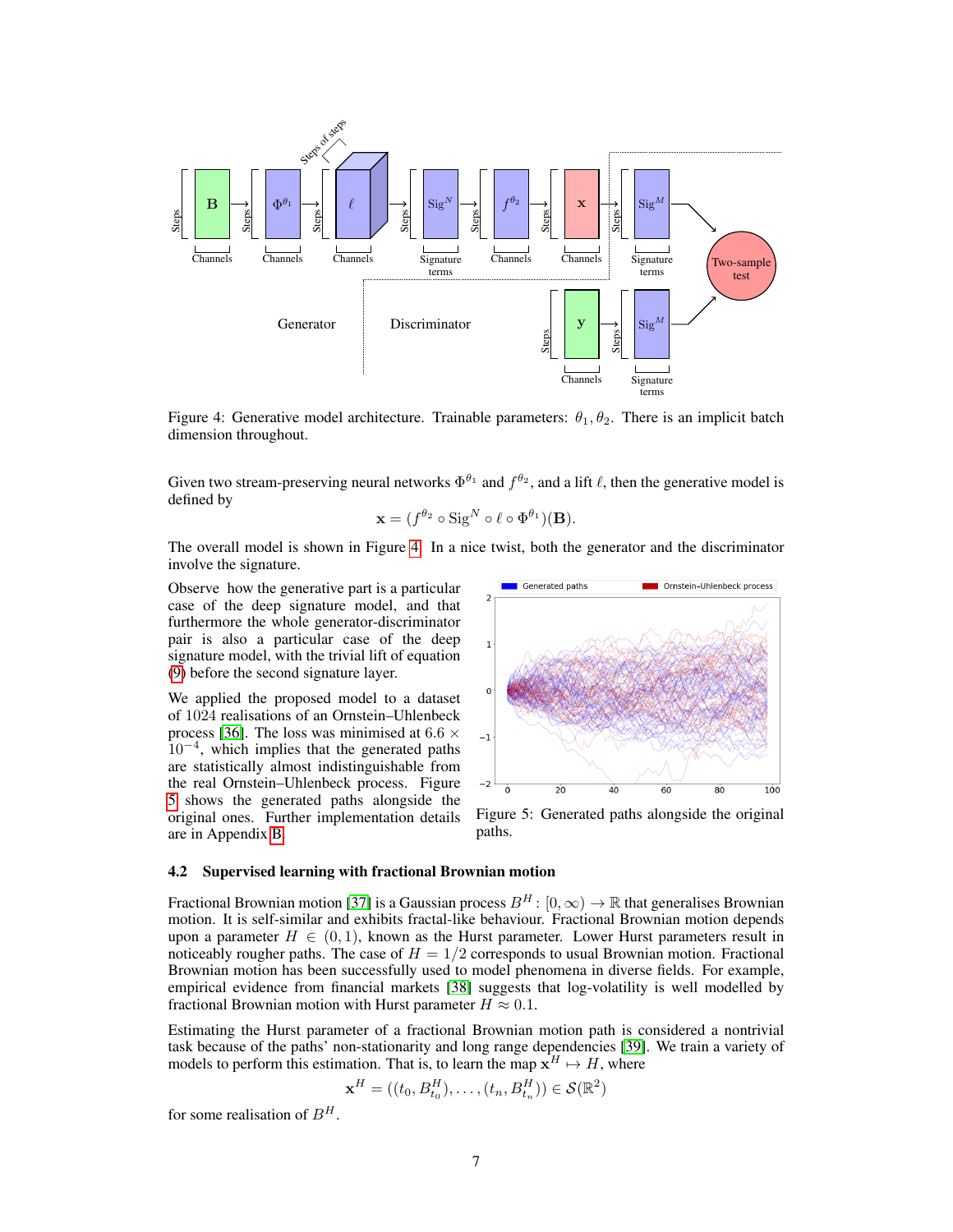Figure 4: Generative model architecture. Trainable parameters: $\theta_1, \theta_2$. There is an implicit batch dimension throughout.

Given two stream-preserving neural networks $\Phi^{\theta_1}$ and $f^{\theta_2}$, and a lift $\ell$, then the generative model is defined by

$$\mathbf{x} = (f^{\theta_2} \circ \mathrm{Sig}^N \circ \ell \circ \Phi^{\theta_1})(\mathbf{B}).$$

The overall model is shown in Figure 4. In a nice twist, both the generator and the discriminator involve the signature.

Observe how the generative part is a particular case of the deep signature model, and that furthermore the whole generator-discriminator pair is also a particular case of the deep signature model, with the trivial lift of equation (9) before the second signature layer.

We applied the proposed model to a dataset of 1024 realisations of an Ornstein–Uhlenbeck process [36]. The loss was minimised at $6.6 \times 10^{-4}$, which implies that the generated paths are statistically almost indistinguishable from the real Ornstein–Uhlenbeck process. Figure 5 shows the generated paths alongside the original ones. Further implementation details are in Appendix B.

Figure 5: Generated paths alongside the original paths.

### 4.2 Supervised learning with fractional Brownian motion

Fractional Brownian motion [37] is a Gaussian process $B^H : [0, \infty) \to \mathbb{R}$ that generalises Brownian motion. It is self-similar and exhibits fractal-like behaviour. Fractional Brownian motion depends upon a parameter $H \in (0, 1)$, known as the Hurst parameter. Lower Hurst parameters result in noticeably rougher paths. The case of $H = 1/2$ corresponds to usual Brownian motion. Fractional Brownian motion has been successfully used to model phenomena in diverse fields. For example, empirical evidence from financial markets [38] suggests that log-volatility is well modelled by fractional Brownian motion with Hurst parameter $H \approx 0.1$.

Estimating the Hurst parameter of a fractional Brownian motion path is considered a nontrivial task because of the paths' non-stationarity and long range dependencies [39]. We train a variety of models to perform this estimation. That is, to learn the map $\mathbf{x}^H \mapsto H$, where

$$\mathbf{x}^H = ((t_0, B^H_{t_0}), \ldots, (t_n, B^H_{t_n})) \in \mathcal{S}(\mathbb{R}^2)$$

for some realisation of $B^H$.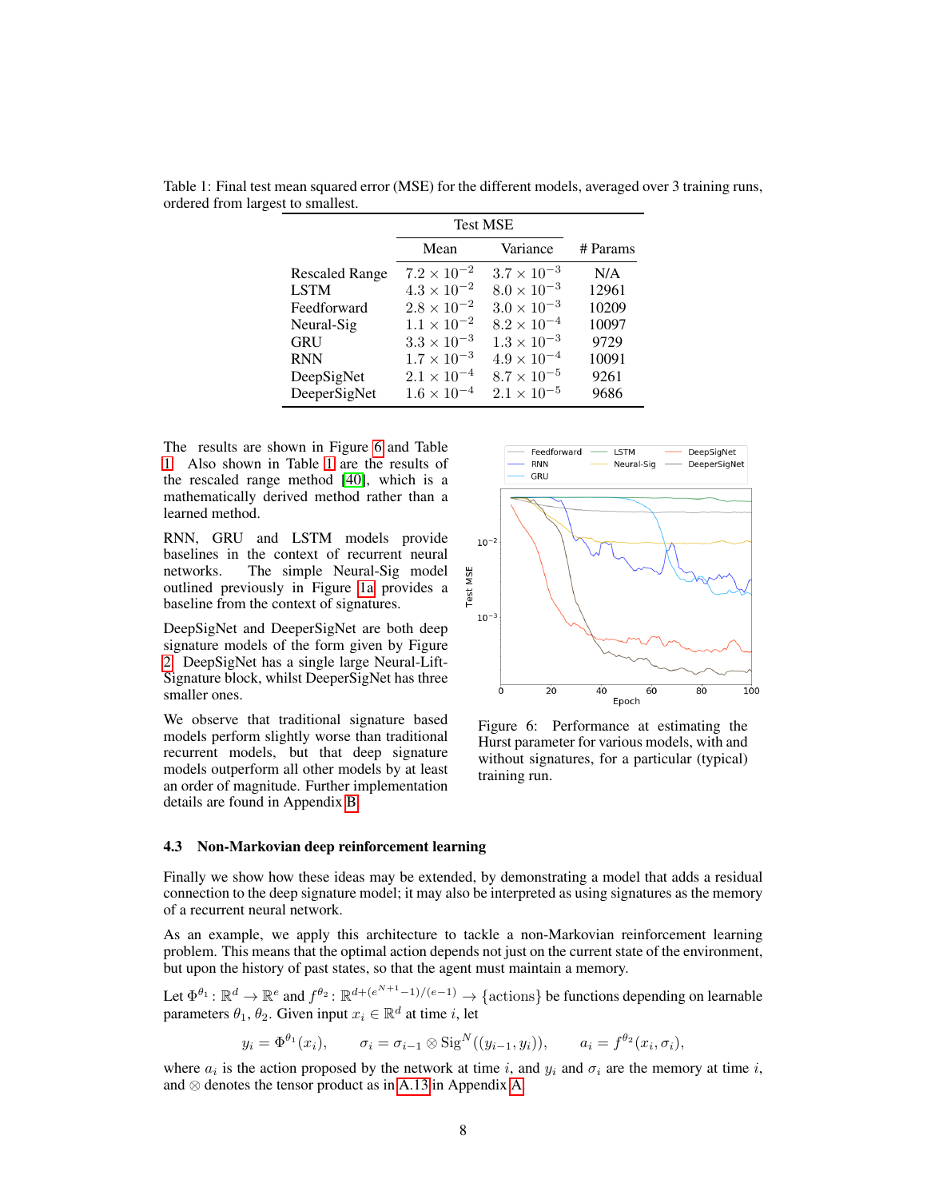Table 1: Final test mean squared error (MSE) for the different models, averaged over 3 training runs, ordered from largest to smallest.

| | Test MSE | | |
|---|---|---|---|
| | Mean | Variance | # Params |
| Rescaled Range | $7.2 \times 10^{-2}$ | $3.7 \times 10^{-3}$ | N/A |
| LSTM | $4.3 \times 10^{-2}$ | $8.0 \times 10^{-3}$ | 12961 |
| Feedforward | $2.8 \times 10^{-2}$ | $3.0 \times 10^{-3}$ | 10209 |
| Neural-Sig | $1.1 \times 10^{-2}$ | $8.2 \times 10^{-4}$ | 10097 |
| GRU | $3.3 \times 10^{-3}$ | $1.3 \times 10^{-3}$ | 9729 |
| RNN | $1.7 \times 10^{-3}$ | $4.9 \times 10^{-4}$ | 10091 |
| DeepSigNet | $2.1 \times 10^{-4}$ | $8.7 \times 10^{-5}$ | 9261 |
| DeeperSigNet | $1.6 \times 10^{-4}$ | $2.1 \times 10^{-5}$ | 9686 |

The results are shown in Figure 6 and Table 1. Also shown in Table 1 are the results of the rescaled range method [40], which is a mathematically derived method rather than a learned method.

RNN, GRU and LSTM models provide baselines in the context of recurrent neural networks. The simple Neural-Sig model outlined previously in Figure 1a provides a baseline from the context of signatures.

DeepSigNet and DeeperSigNet are both deep signature models of the form given by Figure 2. DeepSigNet has a single large Neural-Lift-Signature block, whilst DeeperSigNet has three smaller ones.

We observe that traditional signature based models perform slightly worse than traditional recurrent models, but that deep signature models outperform all other models by at least an order of magnitude. Further implementation details are found in Appendix B.

Figure 6: Performance at estimating the Hurst parameter for various models, with and without signatures, for a particular (typical) training run.

### 4.3 Non-Markovian deep reinforcement learning

Finally we show how these ideas may be extended, by demonstrating a model that adds a residual connection to the deep signature model; it may also be interpreted as using signatures as the memory of a recurrent neural network.

As an example, we apply this architecture to tackle a non-Markovian reinforcement learning problem. This means that the optimal action depends not just on the current state of the environment, but upon the history of past states, so that the agent must maintain a memory.

Let $\Phi^{\theta_1} \colon \mathbb{R}^d \to \mathbb{R}^e$ and $f^{\theta_2} \colon \mathbb{R}^{d+(e^{N+1}-1)/(e-1)} \to \{\text{actions}\}$ be functions depending on learnable parameters $\theta_1, \theta_2$. Given input $x_i \in \mathbb{R}^d$ at time $i$, let

$$y_i = \Phi^{\theta_1}(x_i), \qquad \sigma_i = \sigma_{i-1} \otimes \mathrm{Sig}^N((y_{i-1}, y_i)), \qquad a_i = f^{\theta_2}(x_i, \sigma_i),$$

where $a_i$ is the action proposed by the network at time $i$, and $y_i$ and $\sigma_i$ are the memory at time $i$, and $\otimes$ denotes the tensor product as in A.13 in Appendix A.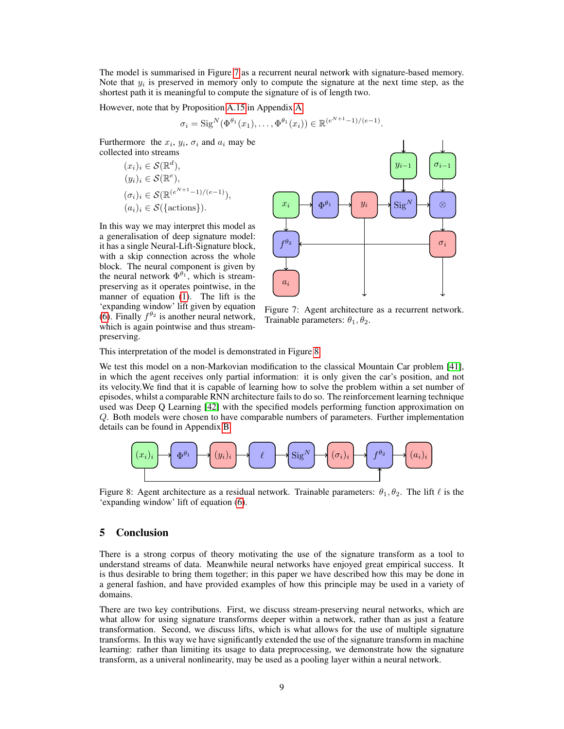The model is summarised in Figure 7 as a recurrent neural network with signature-based memory. Note that $y_i$ is preserved in memory only to compute the signature at the next time step, as the shortest path it is meaningful to compute the signature of is of length two.

However, note that by Proposition A.15 in Appendix A

$$\sigma_i = \mathrm{Sig}^N(\Phi^{\theta_1}(x_1), \ldots, \Phi^{\theta_1}(x_i)) \in \mathbb{R}^{(e^{N+1}-1)/(e-1)}.$$

Furthermore the $x_i$, $y_i$, $\sigma_i$ and $a_i$ may be collected into streams

$$(x_i)_i \in \mathcal{S}(\mathbb{R}^d),$$
$$(y_i)_i \in \mathcal{S}(\mathbb{R}^e),$$
$$(\sigma_i)_i \in \mathcal{S}(\mathbb{R}^{(e^{N+1}-1)/(e-1)}),$$
$$(a_i)_i \in \mathcal{S}(\{\text{actions}\}).$$

In this way we may interpret this model as a generalisation of deep signature model: it has a single Neural-Lift-Signature block, with a skip connection across the whole block. The neural component is given by the neural network $\Phi^{\theta_1}$, which is stream-preserving as it operates pointwise, in the manner of equation (1). The lift is the 'expanding window' lift given by equation (6). Finally $f^{\theta_2}$ is another neural network, which is again pointwise and thus stream-preserving.

Figure 7: Agent architecture as a recurrent network. Trainable parameters: $\theta_1, \theta_2$.

This interpretation of the model is demonstrated in Figure 8.

We test this model on a non-Markovian modification to the classical Mountain Car problem [41], in which the agent receives only partial information: it is only given the car's position, and not its velocity.We find that it is capable of learning how to solve the problem within a set number of episodes, whilst a comparable RNN architecture fails to do so. The reinforcement learning technique used was Deep Q Learning [42] with the specified models performing function approximation on $Q$. Both models were chosen to have comparable numbers of parameters. Further implementation details can be found in Appendix B.

Figure 8: Agent architecture as a residual network. Trainable parameters: $\theta_1, \theta_2$. The lift $\ell$ is the 'expanding window' lift of equation (6).

## 5 Conclusion

There is a strong corpus of theory motivating the use of the signature transform as a tool to understand streams of data. Meanwhile neural networks have enjoyed great empirical success. It is thus desirable to bring them together; in this paper we have described how this may be done in a general fashion, and have provided examples of how this principle may be used in a variety of domains.

There are two key contributions. First, we discuss stream-preserving neural networks, which are what allow for using signature transforms deeper within a network, rather than as just a feature transformation. Second, we discuss lifts, which is what allows for the use of multiple signature transforms. In this way we have significantly extended the use of the signature transform in machine learning: rather than limiting its usage to data preprocessing, we demonstrate how the signature transform, as a univeral nonlinearity, may be used as a pooling layer within a neural network.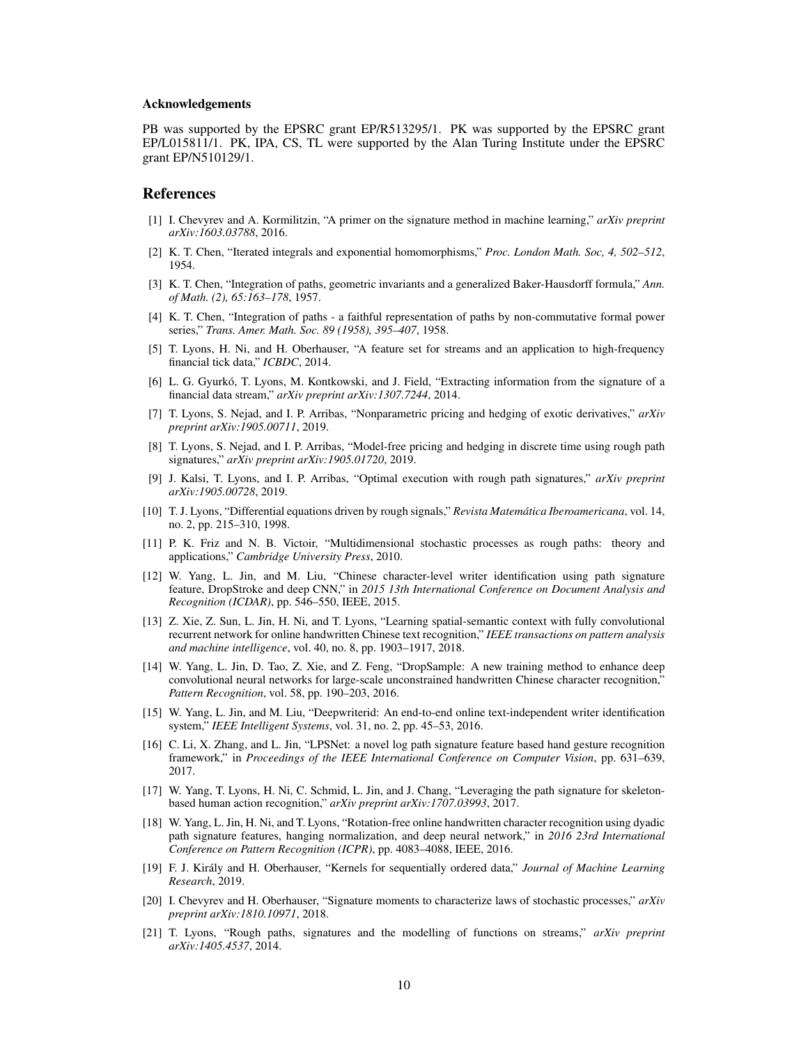### Acknowledgements

PB was supported by the EPSRC grant EP/R513295/1. PK was supported by the EPSRC grant EP/L015811/1. PK, IPA, CS, TL were supported by the Alan Turing Institute under the EPSRC grant EP/N510129/1.

## References

[1] I. Chevyrev and A. Kormilitzin, "A primer on the signature method in machine learning," *arXiv preprint arXiv:1603.03788*, 2016.

[2] K. T. Chen, "Iterated integrals and exponential homomorphisms," *Proc. London Math. Soc, 4, 502–512*, 1954.

[3] K. T. Chen, "Integration of paths, geometric invariants and a generalized Baker-Hausdorff formula," *Ann. of Math. (2), 65:163–178*, 1957.

[4] K. T. Chen, "Integration of paths - a faithful representation of paths by non-commutative formal power series," *Trans. Amer. Math. Soc. 89 (1958), 395–407*, 1958.

[5] T. Lyons, H. Ni, and H. Oberhauser, "A feature set for streams and an application to high-frequency financial tick data," *ICBDC*, 2014.

[6] L. G. Gyurkó, T. Lyons, M. Kontkowski, and J. Field, "Extracting information from the signature of a financial data stream," *arXiv preprint arXiv:1307.7244*, 2014.

[7] T. Lyons, S. Nejad, and I. P. Arribas, "Nonparametric pricing and hedging of exotic derivatives," *arXiv preprint arXiv:1905.00711*, 2019.

[8] T. Lyons, S. Nejad, and I. P. Arribas, "Model-free pricing and hedging in discrete time using rough path signatures," *arXiv preprint arXiv:1905.01720*, 2019.

[9] J. Kalsi, T. Lyons, and I. P. Arribas, "Optimal execution with rough path signatures," *arXiv preprint arXiv:1905.00728*, 2019.

[10] T. J. Lyons, "Differential equations driven by rough signals," *Revista Matemática Iberoamericana*, vol. 14, no. 2, pp. 215–310, 1998.

[11] P. K. Friz and N. B. Victoir, "Multidimensional stochastic processes as rough paths: theory and applications," *Cambridge University Press*, 2010.

[12] W. Yang, L. Jin, and M. Liu, "Chinese character-level writer identification using path signature feature, DropStroke and deep CNN," in *2015 13th International Conference on Document Analysis and Recognition (ICDAR)*, pp. 546–550, IEEE, 2015.

[13] Z. Xie, Z. Sun, L. Jin, H. Ni, and T. Lyons, "Learning spatial-semantic context with fully convolutional recurrent network for online handwritten Chinese text recognition," *IEEE transactions on pattern analysis and machine intelligence*, vol. 40, no. 8, pp. 1903–1917, 2018.

[14] W. Yang, L. Jin, D. Tao, Z. Xie, and Z. Feng, "DropSample: A new training method to enhance deep convolutional neural networks for large-scale unconstrained handwritten Chinese character recognition," *Pattern Recognition*, vol. 58, pp. 190–203, 2016.

[15] W. Yang, L. Jin, and M. Liu, "Deepwriterid: An end-to-end online text-independent writer identification system," *IEEE Intelligent Systems*, vol. 31, no. 2, pp. 45–53, 2016.

[16] C. Li, X. Zhang, and L. Jin, "LPSNet: a novel log path signature feature based hand gesture recognition framework," in *Proceedings of the IEEE International Conference on Computer Vision*, pp. 631–639, 2017.

[17] W. Yang, T. Lyons, H. Ni, C. Schmid, L. Jin, and J. Chang, "Leveraging the path signature for skeleton-based human action recognition," *arXiv preprint arXiv:1707.03993*, 2017.

[18] W. Yang, L. Jin, H. Ni, and T. Lyons, "Rotation-free online handwritten character recognition using dyadic path signature features, hanging normalization, and deep neural network," in *2016 23rd International Conference on Pattern Recognition (ICPR)*, pp. 4083–4088, IEEE, 2016.

[19] F. J. Király and H. Oberhauser, "Kernels for sequentially ordered data," *Journal of Machine Learning Research*, 2019.

[20] I. Chevyrev and H. Oberhauser, "Signature moments to characterize laws of stochastic processes," *arXiv preprint arXiv:1810.10971*, 2018.

[21] T. Lyons, "Rough paths, signatures and the modelling of functions on streams," *arXiv preprint arXiv:1405.4537*, 2014.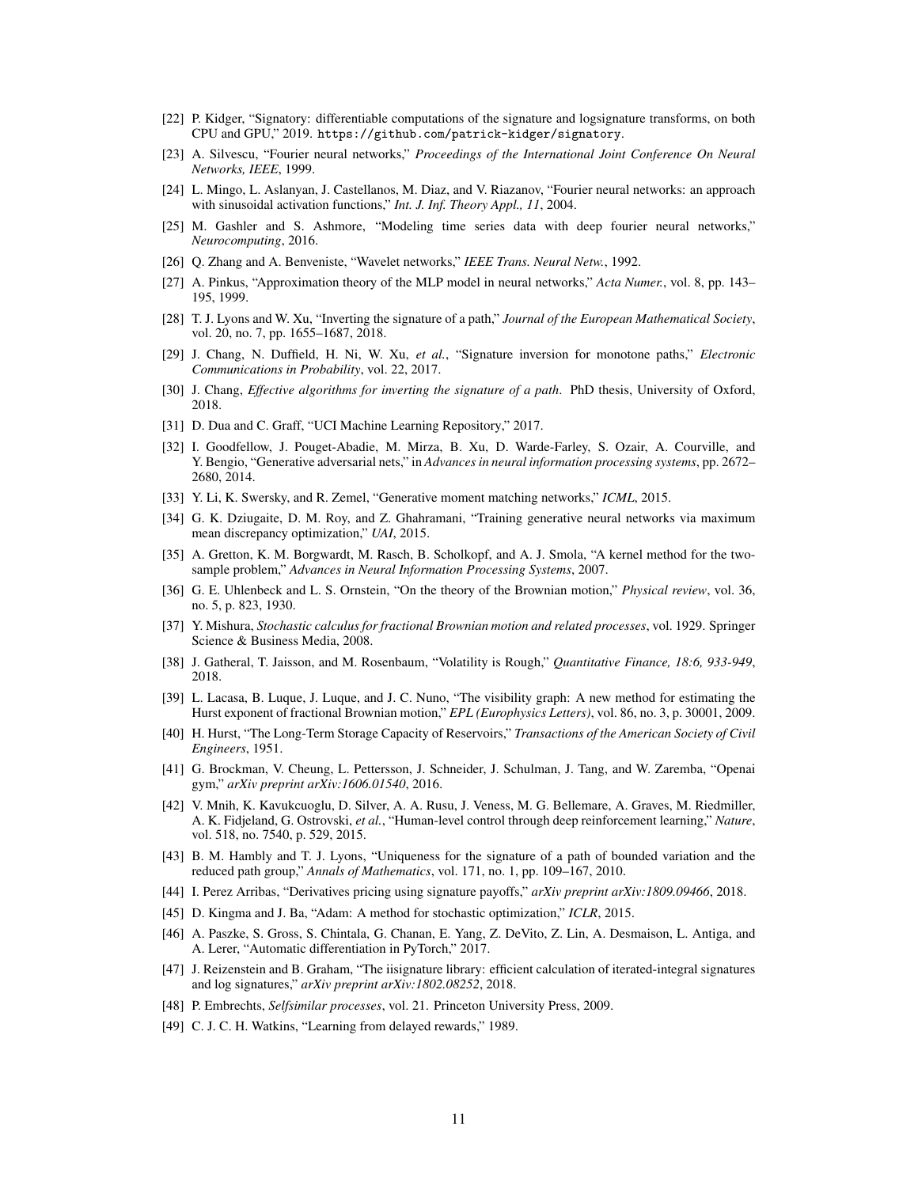[22] P. Kidger, "Signatory: differentiable computations of the signature and logsignature transforms, on both CPU and GPU," 2019. https://github.com/patrick-kidger/signatory.

[23] A. Silvescu, "Fourier neural networks," *Proceedings of the International Joint Conference On Neural Networks, IEEE*, 1999.

[24] L. Mingo, L. Aslanyan, J. Castellanos, M. Diaz, and V. Riazanov, "Fourier neural networks: an approach with sinusoidal activation functions," *Int. J. Inf. Theory Appl., 11*, 2004.

[25] M. Gashler and S. Ashmore, "Modeling time series data with deep fourier neural networks," *Neurocomputing*, 2016.

[26] Q. Zhang and A. Benveniste, "Wavelet networks," *IEEE Trans. Neural Netw.*, 1992.

[27] A. Pinkus, "Approximation theory of the MLP model in neural networks," *Acta Numer.*, vol. 8, pp. 143–195, 1999.

[28] T. J. Lyons and W. Xu, "Inverting the signature of a path," *Journal of the European Mathematical Society*, vol. 20, no. 7, pp. 1655–1687, 2018.

[29] J. Chang, N. Duffield, H. Ni, W. Xu, *et al.*, "Signature inversion for monotone paths," *Electronic Communications in Probability*, vol. 22, 2017.

[30] J. Chang, *Effective algorithms for inverting the signature of a path*. PhD thesis, University of Oxford, 2018.

[31] D. Dua and C. Graff, "UCI Machine Learning Repository," 2017.

[32] I. Goodfellow, J. Pouget-Abadie, M. Mirza, B. Xu, D. Warde-Farley, S. Ozair, A. Courville, and Y. Bengio, "Generative adversarial nets," in *Advances in neural information processing systems*, pp. 2672–2680, 2014.

[33] Y. Li, K. Swersky, and R. Zemel, "Generative moment matching networks," *ICML*, 2015.

[34] G. K. Dziugaite, D. M. Roy, and Z. Ghahramani, "Training generative neural networks via maximum mean discrepancy optimization," *UAI*, 2015.

[35] A. Gretton, K. M. Borgwardt, M. Rasch, B. Scholkopf, and A. J. Smola, "A kernel method for the two-sample problem," *Advances in Neural Information Processing Systems*, 2007.

[36] G. E. Uhlenbeck and L. S. Ornstein, "On the theory of the Brownian motion," *Physical review*, vol. 36, no. 5, p. 823, 1930.

[37] Y. Mishura, *Stochastic calculus for fractional Brownian motion and related processes*, vol. 1929. Springer Science & Business Media, 2008.

[38] J. Gatheral, T. Jaisson, and M. Rosenbaum, "Volatility is Rough," *Quantitative Finance, 18:6, 933-949*, 2018.

[39] L. Lacasa, B. Luque, J. Luque, and J. C. Nuno, "The visibility graph: A new method for estimating the Hurst exponent of fractional Brownian motion," *EPL (Europhysics Letters)*, vol. 86, no. 3, p. 30001, 2009.

[40] H. Hurst, "The Long-Term Storage Capacity of Reservoirs," *Transactions of the American Society of Civil Engineers*, 1951.

[41] G. Brockman, V. Cheung, L. Pettersson, J. Schneider, J. Schulman, J. Tang, and W. Zaremba, "Openai gym," *arXiv preprint arXiv:1606.01540*, 2016.

[42] V. Mnih, K. Kavukcuoglu, D. Silver, A. A. Rusu, J. Veness, M. G. Bellemare, A. Graves, M. Riedmiller, A. K. Fidjeland, G. Ostrovski, *et al.*, "Human-level control through deep reinforcement learning," *Nature*, vol. 518, no. 7540, p. 529, 2015.

[43] B. M. Hambly and T. J. Lyons, "Uniqueness for the signature of a path of bounded variation and the reduced path group," *Annals of Mathematics*, vol. 171, no. 1, pp. 109–167, 2010.

[44] I. Perez Arribas, "Derivatives pricing using signature payoffs," *arXiv preprint arXiv:1809.09466*, 2018.

[45] D. Kingma and J. Ba, "Adam: A method for stochastic optimization," *ICLR*, 2015.

[46] A. Paszke, S. Gross, S. Chintala, G. Chanan, E. Yang, Z. DeVito, Z. Lin, A. Desmaison, L. Antiga, and A. Lerer, "Automatic differentiation in PyTorch," 2017.

[47] J. Reizenstein and B. Graham, "The iisignature library: efficient calculation of iterated-integral signatures and log signatures," *arXiv preprint arXiv:1802.08252*, 2018.

[48] P. Embrechts, *Selfsimilar processes*, vol. 21. Princeton University Press, 2009.

[49] C. J. C. H. Watkins, "Learning from delayed rewards," 1989.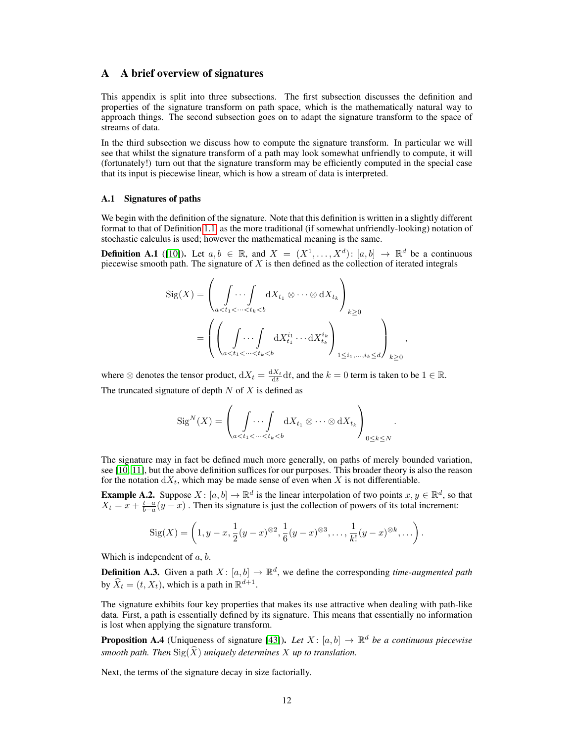# A A brief overview of signatures

This appendix is split into three subsections. The first subsection discusses the definition and properties of the signature transform on path space, which is the mathematically natural way to approach things. The second subsection goes on to adapt the signature transform to the space of streams of data.

In the third subsection we discuss how to compute the signature transform. In particular we will see that whilst the signature transform of a path may look somewhat unfriendly to compute, it will (fortunately!) turn out that the signature transform may be efficiently computed in the special case that its input is piecewise linear, which is how a stream of data is interpreted.

## A.1 Signatures of paths

We begin with the definition of the signature. Note that this definition is written in a slightly different format to that of Definition 1.1, as the more traditional (if somewhat unfriendly-looking) notation of stochastic calculus is used; however the mathematical meaning is the same.

**Definition A.1** ([10]). Let $a, b \in \mathbb{R}$, and $X = (X^1, \ldots, X^d) \colon [a, b] \to \mathbb{R}^d$ be a continuous piecewise smooth path. The signature of $X$ is then defined as the collection of iterated integrals

$$
\begin{aligned}
\mathrm{Sig}(X) &= \left( \underset{a<t_1<\cdots<t_k<b}{\int \cdots \int} \mathrm{d}X_{t_1} \otimes \cdots \otimes \mathrm{d}X_{t_k} \right)_{k \geq 0} \\
&= \left( \left( \underset{a<t_1<\cdots<t_k<b}{\int \cdots \int} \mathrm{d}X^{i_1}_{t_1} \cdots \mathrm{d}X^{i_k}_{t_k} \right)_{1 \leq i_1, \ldots, i_k \leq d} \right)_{k \geq 0},
\end{aligned}
$$

where $\otimes$ denotes the tensor product, $\mathrm{d}X_t = \frac{\mathrm{d}X_t}{\mathrm{d}t}\mathrm{d}t$, and the $k = 0$ term is taken to be $1 \in \mathbb{R}$.

The truncated signature of depth $N$ of $X$ is defined as

$$
\mathrm{Sig}^N(X) = \left( \underset{a<t_1<\cdots<t_k<b}{\int \cdots \int} \mathrm{d}X_{t_1} \otimes \cdots \otimes \mathrm{d}X_{t_k} \right)_{0 \leq k \leq N}.
$$

The signature may in fact be defined much more generally, on paths of merely bounded variation, see [10, 11], but the above definition suffices for our purposes. This broader theory is also the reason for the notation $\mathrm{d}X_t$, which may be made sense of even when $X$ is not differentiable.

**Example A.2.** Suppose $X \colon [a, b] \to \mathbb{R}^d$ is the linear interpolation of two points $x, y \in \mathbb{R}^d$, so that $X_t = x + \frac{t-a}{b-a}(y - x)$ . Then its signature is just the collection of powers of its total increment:

$$
\mathrm{Sig}(X) = \left( 1, y - x, \frac{1}{2}(y - x)^{\otimes 2}, \frac{1}{6}(y - x)^{\otimes 3}, \ldots, \frac{1}{k!}(y - x)^{\otimes k}, \ldots \right).
$$

Which is independent of $a, b$.

**Definition A.3.** Given a path $X \colon [a, b] \to \mathbb{R}^d$, we define the corresponding *time-augmented path* by $\widehat{X}_t = (t, X_t)$, which is a path in $\mathbb{R}^{d+1}$.

The signature exhibits four key properties that makes its use attractive when dealing with path-like data. First, a path is essentially defined by its signature. This means that essentially no information is lost when applying the signature transform.

**Proposition A.4** (Uniqueness of signature [43]). *Let $X \colon [a, b] \to \mathbb{R}^d$ be a continuous piecewise smooth path. Then $\mathrm{Sig}(\widehat{X})$ uniquely determines $X$ up to translation.*

Next, the terms of the signature decay in size factorially.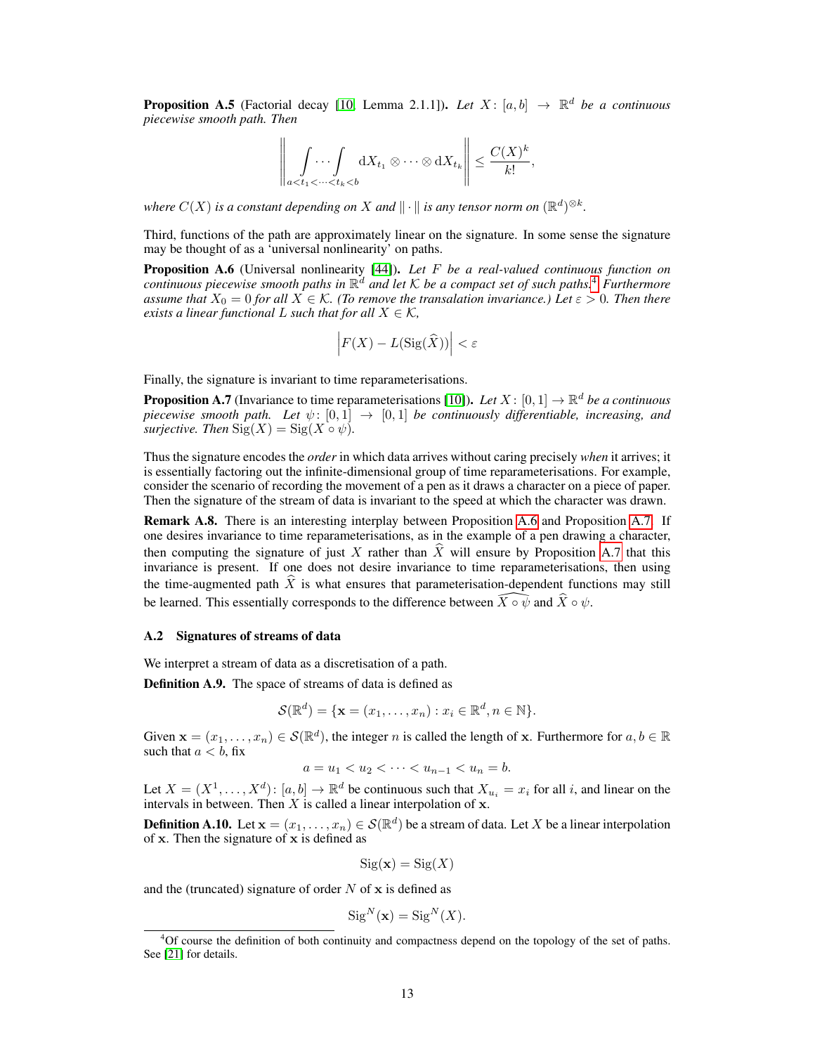**Proposition A.5** (Factorial decay [10, Lemma 2.1.1])**.** *Let $X\colon [a,b] \to \mathbb{R}^d$ be a continuous piecewise smooth path. Then*

$$\left\| \underset{a<t_1<\cdots<t_k<b}{\int \cdots \int} \mathrm{d}X_{t_1} \otimes \cdots \otimes \mathrm{d}X_{t_k} \right\| \leq \frac{C(X)^k}{k!},$$

*where $C(X)$ is a constant depending on $X$ and $\|\cdot\|$ is any tensor norm on $(\mathbb{R}^d)^{\otimes k}$.*

Third, functions of the path are approximately linear on the signature. In some sense the signature may be thought of as a 'universal nonlinearity' on paths.

**Proposition A.6** (Universal nonlinearity [44])**.** *Let $F$ be a real-valued continuous function on continuous piecewise smooth paths in $\mathbb{R}^d$ and let $\mathcal{K}$ be a compact set of such paths.[4] Furthermore assume that $X_0 = 0$ for all $X \in \mathcal{K}$. (To remove the transalation invariance.) Let $\varepsilon > 0$. Then there exists a linear functional $L$ such that for all $X \in \mathcal{K}$,*

$$\left| F(X) - L(\mathrm{Sig}(\widehat{X})) \right| < \varepsilon$$

Finally, the signature is invariant to time reparameterisations.

**Proposition A.7** (Invariance to time reparameterisations [10])**.** *Let $X\colon [0,1] \to \mathbb{R}^d$ be a continuous piecewise smooth path. Let $\psi\colon [0,1] \to [0,1]$ be continuously differentiable, increasing, and surjective. Then $\mathrm{Sig}(X) = \mathrm{Sig}(X \circ \psi)$.*

Thus the signature encodes the *order* in which data arrives without caring precisely *when* it arrives; it is essentially factoring out the infinite-dimensional group of time reparameterisations. For example, consider the scenario of recording the movement of a pen as it draws a character on a piece of paper. Then the signature of the stream of data is invariant to the speed at which the character was drawn.

**Remark A.8.** There is an interesting interplay between Proposition A.6 and Proposition A.7. If one desires invariance to time reparameterisations, as in the example of a pen drawing a character, then computing the signature of just $X$ rather than $\widehat{X}$ will ensure by Proposition A.7 that this invariance is present. If one does not desire invariance to time reparameterisations, then using the time-augmented path $\widehat{X}$ is what ensures that parameterisation-dependent functions may still be learned. This essentially corresponds to the difference between $\widehat{X \circ \psi}$ and $\widehat{X} \circ \psi$.

### A.2 Signatures of streams of data

We interpret a stream of data as a discretisation of a path.

**Definition A.9.** The space of streams of data is defined as

$$\mathcal{S}(\mathbb{R}^d) = \{\mathbf{x} = (x_1, \ldots, x_n) : x_i \in \mathbb{R}^d, n \in \mathbb{N}\}.$$

Given $\mathbf{x} = (x_1, \ldots, x_n) \in \mathcal{S}(\mathbb{R}^d)$, the integer $n$ is called the length of $\mathbf{x}$. Furthermore for $a, b \in \mathbb{R}$ such that $a < b$, fix

$$a = u_1 < u_2 < \cdots < u_{n-1} < u_n = b.$$

Let $X = (X^1, \ldots, X^d)\colon [a,b] \to \mathbb{R}^d$ be continuous such that $X_{u_i} = x_i$ for all $i$, and linear on the intervals in between. Then $X$ is called a linear interpolation of $\mathbf{x}$.

**Definition A.10.** Let $\mathbf{x} = (x_1, \ldots, x_n) \in \mathcal{S}(\mathbb{R}^d)$ be a stream of data. Let $X$ be a linear interpolation of $\mathbf{x}$. Then the signature of $\mathbf{x}$ is defined as

$$\mathrm{Sig}(\mathbf{x}) = \mathrm{Sig}(X)$$

and the (truncated) signature of order $N$ of $\mathbf{x}$ is defined as

$$\mathrm{Sig}^N(\mathbf{x}) = \mathrm{Sig}^N(X).$$

[4] Of course the definition of both continuity and compactness depend on the topology of the set of paths. See [21] for details.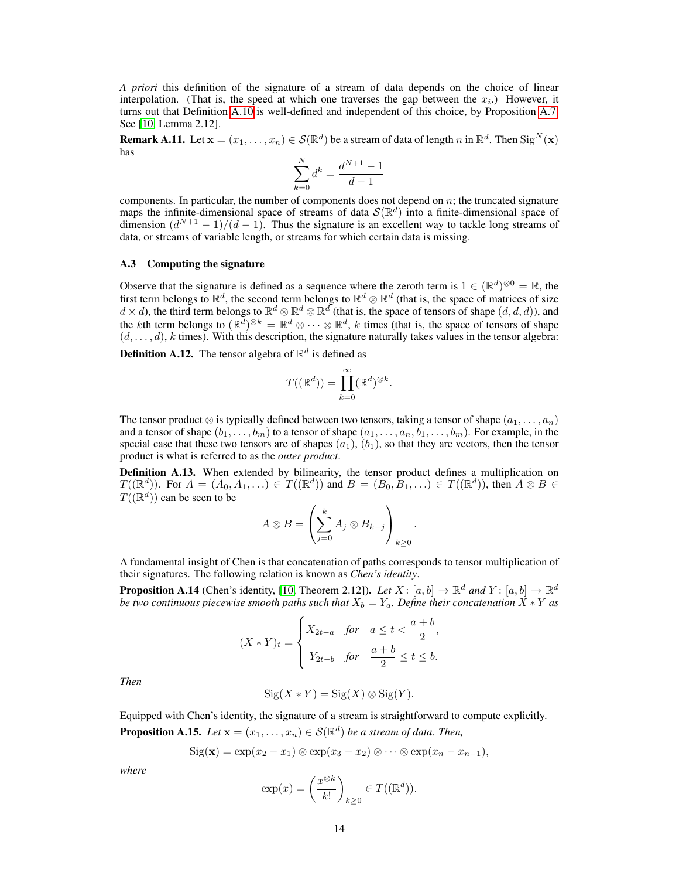*A priori* this definition of the signature of a stream of data depends on the choice of linear interpolation. (That is, the speed at which one traverses the gap between the $x_i$.) However, it turns out that Definition A.10 is well-defined and independent of this choice, by Proposition A.7. See [10, Lemma 2.12].

**Remark A.11.** Let $\mathbf{x} = (x_1, \ldots, x_n) \in \mathcal{S}(\mathbb{R}^d)$ be a stream of data of length $n$ in $\mathbb{R}^d$. Then $\mathrm{Sig}^N(\mathbf{x})$ has

$$\sum_{k=0}^{N} d^k = \frac{d^{N+1} - 1}{d - 1}$$

components. In particular, the number of components does not depend on $n$; the truncated signature maps the infinite-dimensional space of streams of data $\mathcal{S}(\mathbb{R}^d)$ into a finite-dimensional space of dimension $(d^{N+1} - 1)/(d - 1)$. Thus the signature is an excellent way to tackle long streams of data, or streams of variable length, or streams for which certain data is missing.

### A.3 Computing the signature

Observe that the signature is defined as a sequence where the zeroth term is $1 \in (\mathbb{R}^d)^{\otimes 0} = \mathbb{R}$, the first term belongs to $\mathbb{R}^d$, the second term belongs to $\mathbb{R}^d \otimes \mathbb{R}^d$ (that is, the space of matrices of size $d \times d$), the third term belongs to $\mathbb{R}^d \otimes \mathbb{R}^d \otimes \mathbb{R}^d$ (that is, the space of tensors of shape $(d, d, d)$), and the $k$th term belongs to $(\mathbb{R}^d)^{\otimes k} = \mathbb{R}^d \otimes \cdots \otimes \mathbb{R}^d$, $k$ times (that is, the space of tensors of shape $(d, \ldots, d)$, $k$ times). With this description, the signature naturally takes values in the tensor algebra:

**Definition A.12.** The tensor algebra of $\mathbb{R}^d$ is defined as

$$T((\mathbb{R}^d)) = \prod_{k=0}^{\infty} (\mathbb{R}^d)^{\otimes k}.$$

The tensor product $\otimes$ is typically defined between two tensors, taking a tensor of shape $(a_1, \ldots, a_n)$ and a tensor of shape $(b_1, \ldots, b_m)$ to a tensor of shape $(a_1, \ldots, a_n, b_1, \ldots, b_m)$. For example, in the special case that these two tensors are of shapes $(a_1)$, $(b_1)$, so that they are vectors, then the tensor product is what is referred to as the *outer product*.

**Definition A.13.** When extended by bilinearity, the tensor product defines a multiplication on $T((\mathbb{R}^d))$. For $A = (A_0, A_1, \ldots) \in T((\mathbb{R}^d))$ and $B = (B_0, B_1, \ldots) \in T((\mathbb{R}^d))$, then $A \otimes B \in T((\mathbb{R}^d))$ can be seen to be

$$A \otimes B = \left( \sum_{j=0}^{k} A_j \otimes B_{k-j} \right)_{k \geq 0}.$$

A fundamental insight of Chen is that concatenation of paths corresponds to tensor multiplication of their signatures. The following relation is known as *Chen's identity*.

**Proposition A.14** (Chen's identity, [10, Theorem 2.12]). *Let $X : [a, b] \to \mathbb{R}^d$ and $Y : [a, b] \to \mathbb{R}^d$ be two continuous piecewise smooth paths such that $X_b = Y_a$. Define their concatenation $X * Y$ as*

$$(X * Y)_t = \begin{cases} X_{2t-a} & \text{for} \quad a \leq t < \dfrac{a+b}{2}, \\[2ex] Y_{2t-b} & \text{for} \quad \dfrac{a+b}{2} \leq t \leq b. \end{cases}$$

*Then*

$$\mathrm{Sig}(X * Y) = \mathrm{Sig}(X) \otimes \mathrm{Sig}(Y).$$

Equipped with Chen's identity, the signature of a stream is straightforward to compute explicitly.

**Proposition A.15.** *Let $\mathbf{x} = (x_1, \ldots, x_n) \in \mathcal{S}(\mathbb{R}^d)$ be a stream of data. Then,*

$$\mathrm{Sig}(\mathbf{x}) = \exp(x_2 - x_1) \otimes \exp(x_3 - x_2) \otimes \cdots \otimes \exp(x_n - x_{n-1}),$$

*where*

$$\exp(x) = \left( \frac{x^{\otimes k}}{k!} \right)_{k \geq 0} \in T((\mathbb{R}^d)).$$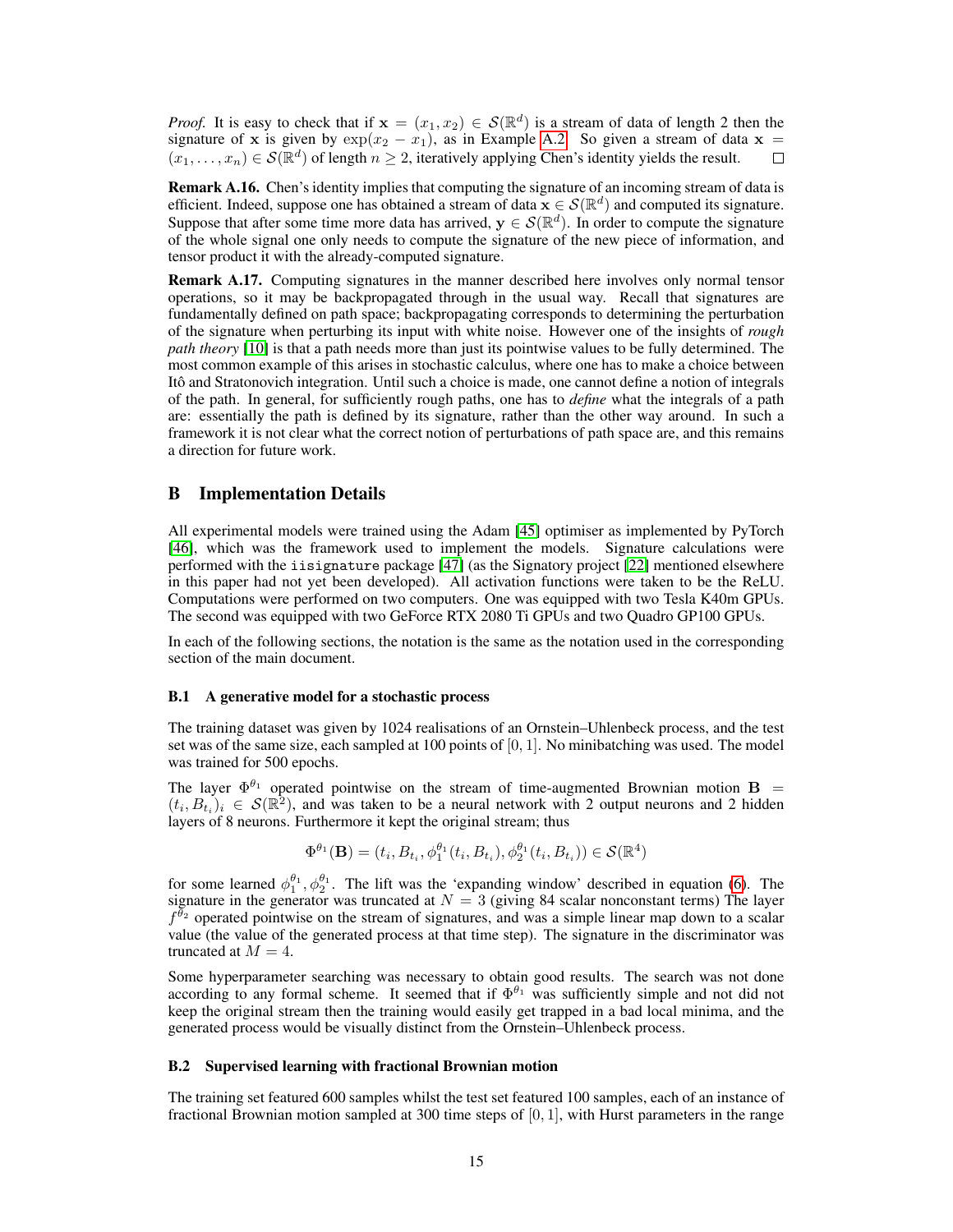*Proof.* It is easy to check that if $\mathbf{x} = (x_1, x_2) \in \mathcal{S}(\mathbb{R}^d)$ is a stream of data of length 2 then the signature of $\mathbf{x}$ is given by $\exp(x_2 - x_1)$, as in Example A.2. So given a stream of data $\mathbf{x} = (x_1, \ldots, x_n) \in \mathcal{S}(\mathbb{R}^d)$ of length $n \geq 2$, iteratively applying Chen's identity yields the result. □

**Remark A.16.** Chen's identity implies that computing the signature of an incoming stream of data is efficient. Indeed, suppose one has obtained a stream of data $\mathbf{x} \in \mathcal{S}(\mathbb{R}^d)$ and computed its signature. Suppose that after some time more data has arrived, $\mathbf{y} \in \mathcal{S}(\mathbb{R}^d)$. In order to compute the signature of the whole signal one only needs to compute the signature of the new piece of information, and tensor product it with the already-computed signature.

**Remark A.17.** Computing signatures in the manner described here involves only normal tensor operations, so it may be backpropagated through in the usual way. Recall that signatures are fundamentally defined on path space; backpropagating corresponds to determining the perturbation of the signature when perturbing its input with white noise. However one of the insights of *rough path theory* [10] is that a path needs more than just its pointwise values to be fully determined. The most common example of this arises in stochastic calculus, where one has to make a choice between Itô and Stratonovich integration. Until such a choice is made, one cannot define a notion of integrals of the path. In general, for sufficiently rough paths, one has to *define* what the integrals of a path are: essentially the path is defined by its signature, rather than the other way around. In such a framework it is not clear what the correct notion of perturbations of path space are, and this remains a direction for future work.

# B Implementation Details

All experimental models were trained using the Adam [45] optimiser as implemented by PyTorch [46], which was the framework used to implement the models. Signature calculations were performed with the `iisignature` package [47] (as the Signatory project [22] mentioned elsewhere in this paper had not yet been developed). All activation functions were taken to be the ReLU. Computations were performed on two computers. One was equipped with two Tesla K40m GPUs. The second was equipped with two GeForce RTX 2080 Ti GPUs and two Quadro GP100 GPUs.

In each of the following sections, the notation is the same as the notation used in the corresponding section of the main document.

## B.1 A generative model for a stochastic process

The training dataset was given by 1024 realisations of an Ornstein–Uhlenbeck process, and the test set was of the same size, each sampled at 100 points of $[0, 1]$. No minibatching was used. The model was trained for 500 epochs.

The layer $\Phi^{\theta_1}$ operated pointwise on the stream of time-augmented Brownian motion $\mathbf{B} = (t_i, B_{t_i})_i \in \mathcal{S}(\mathbb{R}^2)$, and was taken to be a neural network with 2 output neurons and 2 hidden layers of 8 neurons. Furthermore it kept the original stream; thus

$$\Phi^{\theta_1}(\mathbf{B}) = (t_i, B_{t_i}, \phi_1^{\theta_1}(t_i, B_{t_i}), \phi_2^{\theta_1}(t_i, B_{t_i})) \in \mathcal{S}(\mathbb{R}^4)$$

for some learned $\phi_1^{\theta_1}, \phi_2^{\theta_1}$. The lift was the 'expanding window' described in equation (6). The signature in the generator was truncated at $N = 3$ (giving 84 scalar nonconstant terms) The layer $f^{\theta_2}$ operated pointwise on the stream of signatures, and was a simple linear map down to a scalar value (the value of the generated process at that time step). The signature in the discriminator was truncated at $M = 4$.

Some hyperparameter searching was necessary to obtain good results. The search was not done according to any formal scheme. It seemed that if $\Phi^{\theta_1}$ was sufficiently simple and not did not keep the original stream then the training would easily get trapped in a bad local minima, and the generated process would be visually distinct from the Ornstein–Uhlenbeck process.

## B.2 Supervised learning with fractional Brownian motion

The training set featured 600 samples whilst the test set featured 100 samples, each of an instance of fractional Brownian motion sampled at 300 time steps of $[0, 1]$, with Hurst parameters in the range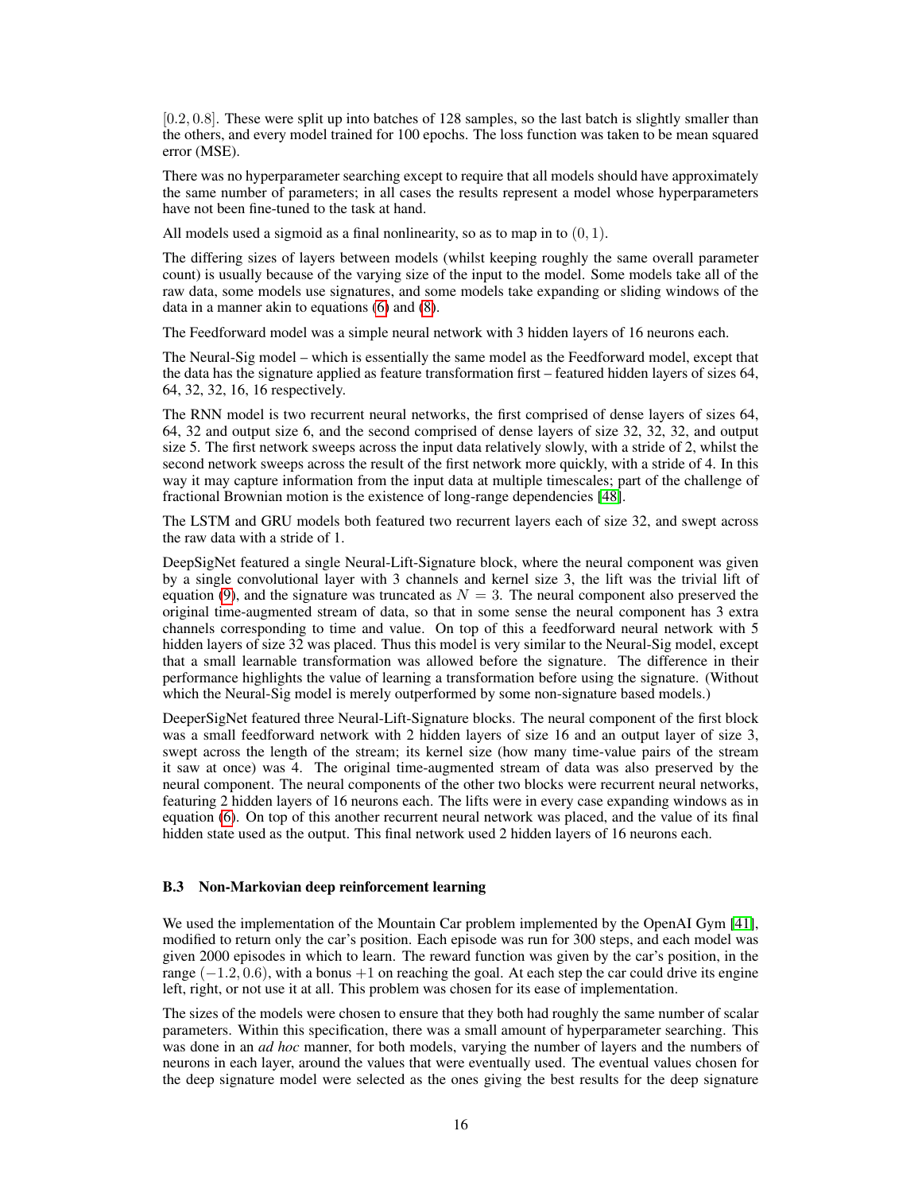$[0.2, 0.8]$. These were split up into batches of 128 samples, so the last batch is slightly smaller than the others, and every model trained for 100 epochs. The loss function was taken to be mean squared error (MSE).

There was no hyperparameter searching except to require that all models should have approximately the same number of parameters; in all cases the results represent a model whose hyperparameters have not been fine-tuned to the task at hand.

All models used a sigmoid as a final nonlinearity, so as to map in to $(0, 1)$.

The differing sizes of layers between models (whilst keeping roughly the same overall parameter count) is usually because of the varying size of the input to the model. Some models take all of the raw data, some models use signatures, and some models take expanding or sliding windows of the data in a manner akin to equations (6) and (8).

The Feedforward model was a simple neural network with 3 hidden layers of 16 neurons each.

The Neural-Sig model – which is essentially the same model as the Feedforward model, except that the data has the signature applied as feature transformation first – featured hidden layers of sizes 64, 64, 32, 32, 16, 16 respectively.

The RNN model is two recurrent neural networks, the first comprised of dense layers of sizes 64, 64, 32 and output size 6, and the second comprised of dense layers of size 32, 32, 32, and output size 5. The first network sweeps across the input data relatively slowly, with a stride of 2, whilst the second network sweeps across the result of the first network more quickly, with a stride of 4. In this way it may capture information from the input data at multiple timescales; part of the challenge of fractional Brownian motion is the existence of long-range dependencies [48].

The LSTM and GRU models both featured two recurrent layers each of size 32, and swept across the raw data with a stride of 1.

DeepSigNet featured a single Neural-Lift-Signature block, where the neural component was given by a single convolutional layer with 3 channels and kernel size 3, the lift was the trivial lift of equation (9), and the signature was truncated as $N = 3$. The neural component also preserved the original time-augmented stream of data, so that in some sense the neural component has 3 extra channels corresponding to time and value. On top of this a feedforward neural network with 5 hidden layers of size 32 was placed. Thus this model is very similar to the Neural-Sig model, except that a small learnable transformation was allowed before the signature. The difference in their performance highlights the value of learning a transformation before using the signature. (Without which the Neural-Sig model is merely outperformed by some non-signature based models.)

DeeperSigNet featured three Neural-Lift-Signature blocks. The neural component of the first block was a small feedforward network with 2 hidden layers of size 16 and an output layer of size 3, swept across the length of the stream; its kernel size (how many time-value pairs of the stream it saw at once) was 4. The original time-augmented stream of data was also preserved by the neural component. The neural components of the other two blocks were recurrent neural networks, featuring 2 hidden layers of 16 neurons each. The lifts were in every case expanding windows as in equation (6). On top of this another recurrent neural network was placed, and the value of its final hidden state used as the output. This final network used 2 hidden layers of 16 neurons each.

### B.3 Non-Markovian deep reinforcement learning

We used the implementation of the Mountain Car problem implemented by the OpenAI Gym [41], modified to return only the car's position. Each episode was run for 300 steps, and each model was given 2000 episodes in which to learn. The reward function was given by the car's position, in the range $(-1.2, 0.6)$, with a bonus $+1$ on reaching the goal. At each step the car could drive its engine left, right, or not use it at all. This problem was chosen for its ease of implementation.

The sizes of the models were chosen to ensure that they both had roughly the same number of scalar parameters. Within this specification, there was a small amount of hyperparameter searching. This was done in an *ad hoc* manner, for both models, varying the number of layers and the numbers of neurons in each layer, around the values that were eventually used. The eventual values chosen for the deep signature model were selected as the ones giving the best results for the deep signature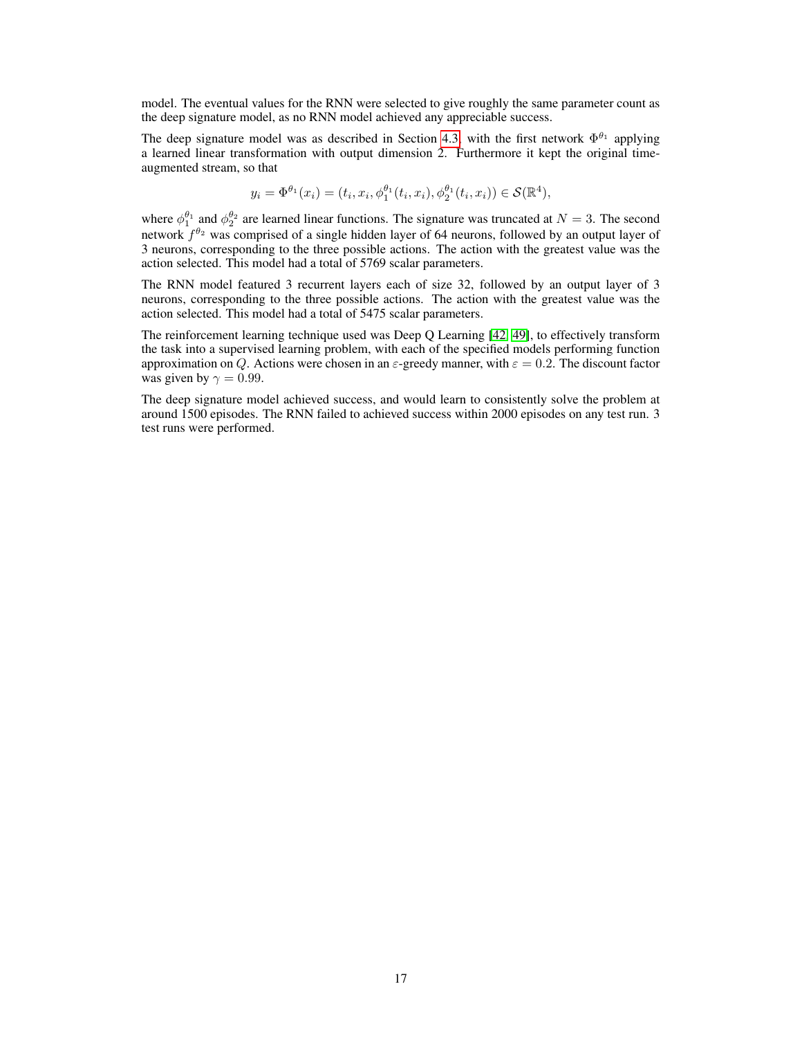model. The eventual values for the RNN were selected to give roughly the same parameter count as the deep signature model, as no RNN model achieved any appreciable success.

The deep signature model was as described in Section 4.3, with the first network $\Phi^{\theta_1}$ applying a learned linear transformation with output dimension 2. Furthermore it kept the original time-augmented stream, so that

$$y_i = \Phi^{\theta_1}(x_i) = (t_i, x_i, \phi_1^{\theta_1}(t_i, x_i), \phi_2^{\theta_1}(t_i, x_i)) \in \mathcal{S}(\mathbb{R}^4),$$

where $\phi_1^{\theta_1}$ and $\phi_2^{\theta_2}$ are learned linear functions. The signature was truncated at $N = 3$. The second network $f^{\theta_2}$ was comprised of a single hidden layer of 64 neurons, followed by an output layer of 3 neurons, corresponding to the three possible actions. The action with the greatest value was the action selected. This model had a total of 5769 scalar parameters.

The RNN model featured 3 recurrent layers each of size 32, followed by an output layer of 3 neurons, corresponding to the three possible actions. The action with the greatest value was the action selected. This model had a total of 5475 scalar parameters.

The reinforcement learning technique used was Deep Q Learning [42, 49], to effectively transform the task into a supervised learning problem, with each of the specified models performing function approximation on $Q$. Actions were chosen in an $\varepsilon$-greedy manner, with $\varepsilon = 0.2$. The discount factor was given by $\gamma = 0.99$.

The deep signature model achieved success, and would learn to consistently solve the problem at around 1500 episodes. The RNN failed to achieved success within 2000 episodes on any test run. 3 test runs were performed.